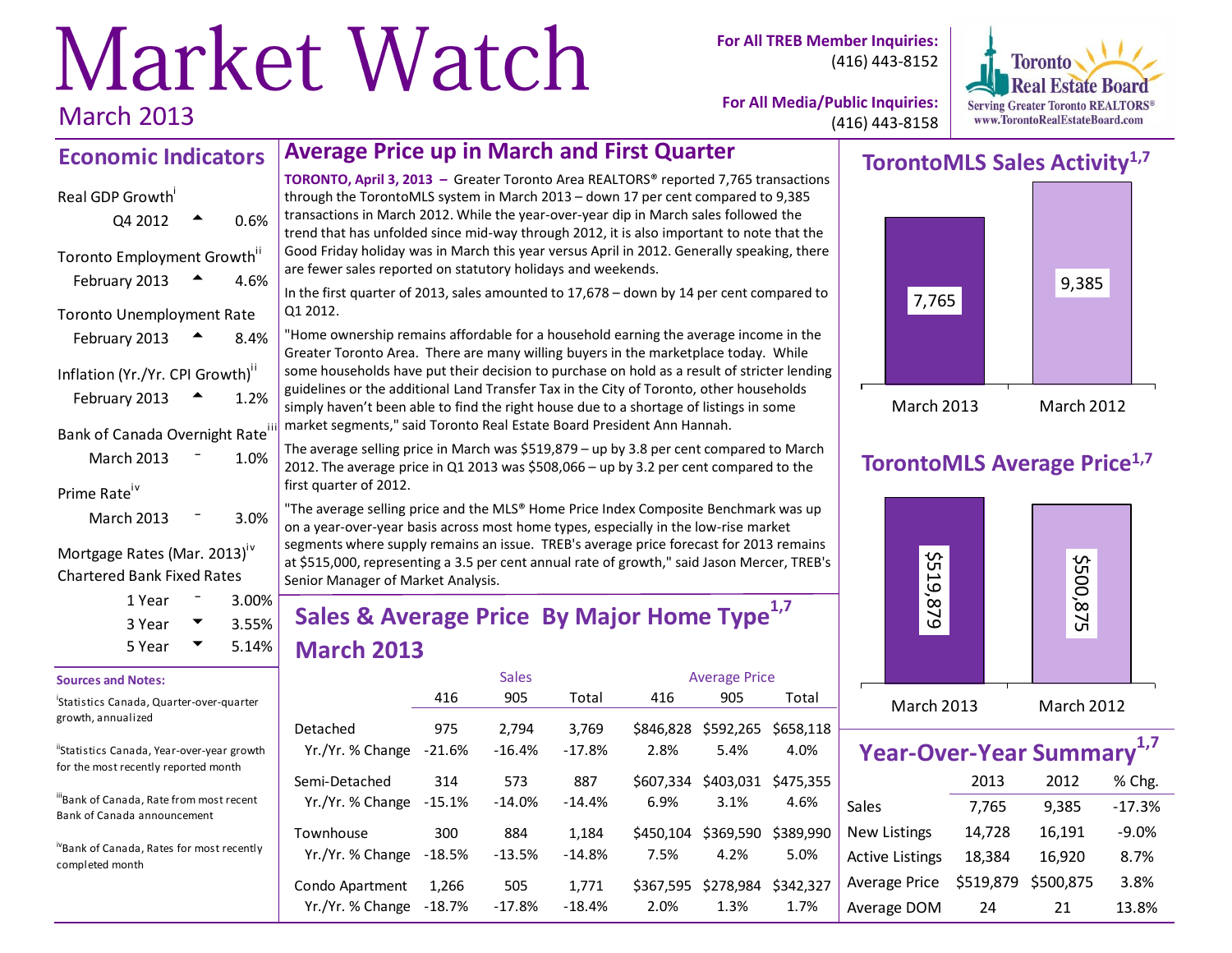# Market Watch

March 2013

**For All TREB Member Inquiries:** (416) 443-8152

**For All Media/Public Inquiries:** (416) 443-8158

Toronto Real Estate Board
Serving Greater Toronto REALTORS®
www.TorontoRealEstateBoard.com

## Economic Indicators

| Indicator | | |
|---|---|---|
| Real GDP Growth[i] | | |
| Q4 2012 | ▲ | 0.6% |
| Toronto Employment Growth[ii] | | |
| February 2013 | ▲ | 4.6% |
| Toronto Unemployment Rate | | |
| February 2013 | ▲ | 8.4% |
| Inflation (Yr./Yr. CPI Growth)[ii] | | |
| February 2013 | ▲ | 1.2% |
| Bank of Canada Overnight Rate[iii] | | |
| March 2013 | – | 1.0% |
| Prime Rate[iv] | | |
| March 2013 | – | 3.0% |
| Mortgage Rates (Mar. 2013)[iv] Chartered Bank Fixed Rates | | |
| 1 Year | – | 3.00% |
| 3 Year | ▼ | 3.55% |
| 5 Year | ▼ | 5.14% |

**Sources and Notes:**

[i] Statistics Canada, Quarter-over-quarter growth, annualized

[ii] Statistics Canada, Year-over-year growth for the most recently reported month

[iii] Bank of Canada, Rate from most recent Bank of Canada announcement

[iv] Bank of Canada, Rates for most recently completed month

## Average Price up in March and First Quarter

**TORONTO, April 3, 2013 –** Greater Toronto Area REALTORS® reported 7,765 transactions through the TorontoMLS system in March 2013 – down 17 per cent compared to 9,385 transactions in March 2012. While the year-over-year dip in March sales followed the trend that has unfolded since mid-way through 2012, it is also important to note that the Good Friday holiday was in March this year versus April in 2012. Generally speaking, there are fewer sales reported on statutory holidays and weekends.

In the first quarter of 2013, sales amounted to 17,678 – down by 14 per cent compared to Q1 2012.

"Home ownership remains affordable for a household earning the average income in the Greater Toronto Area. There are many willing buyers in the marketplace today. While some households have put their decision to purchase on hold as a result of stricter lending guidelines or the additional Land Transfer Tax in the City of Toronto, other households simply haven't been able to find the right house due to a shortage of listings in some market segments," said Toronto Real Estate Board President Ann Hannah.

The average selling price in March was $519,879 – up by 3.8 per cent compared to March 2012. The average price in Q1 2013 was $508,066 – up by 3.2 per cent compared to the first quarter of 2012.

"The average selling price and the MLS® Home Price Index Composite Benchmark was up on a year-over-year basis across most home types, especially in the low-rise market segments where supply remains an issue. TREB's average price forecast for 2013 remains at $515,000, representing a 3.5 per cent annual rate of growth," said Jason Mercer, TREB's Senior Manager of Market Analysis.

## Sales & Average Price By Major Home Type[1,7] March 2013

| | Sales | | | Average Price | | |
|---|---|---|---|---|---|---|
| | 416 | 905 | Total | 416 | 905 | Total |
| Detached | 975 | 2,794 | 3,769 | $846,828 | $592,265 | $658,118 |
| Yr./Yr. % Change | -21.6% | -16.4% | -17.8% | 2.8% | 5.4% | 4.0% |
| Semi-Detached | 314 | 573 | 887 | $607,334 | $403,031 | $475,355 |
| Yr./Yr. % Change | -15.1% | -14.0% | -14.4% | 6.9% | 3.1% | 4.6% |
| Townhouse | 300 | 884 | 1,184 | $450,104 | $369,590 | $389,990 |
| Yr./Yr. % Change | -18.5% | -13.5% | -14.8% | 7.5% | 4.2% | 5.0% |
| Condo Apartment | 1,266 | 505 | 1,771 | $367,595 | $278,984 | $342,327 |
| Yr./Yr. % Change | -18.7% | -17.8% | -18.4% | 2.0% | 1.3% | 1.7% |

## TorontoMLS Sales Activity[1,7]

| March 2013 | March 2012 |
|---|---|
| 7,765 | 9,385 |

## TorontoMLS Average Price[1,7]

| March 2013 | March 2012 |
|---|---|
| $519,879 | $500,875 |

## Year-Over-Year Summary[1,7]

| | 2013 | 2012 | % Chg. |
|---|---|---|---|
| Sales | 7,765 | 9,385 | -17.3% |
| New Listings | 14,728 | 16,191 | -9.0% |
| Active Listings | 18,384 | 16,920 | 8.7% |
| Average Price | $519,879 | $500,875 | 3.8% |
| Average DOM | 24 | 21 | 13.8% |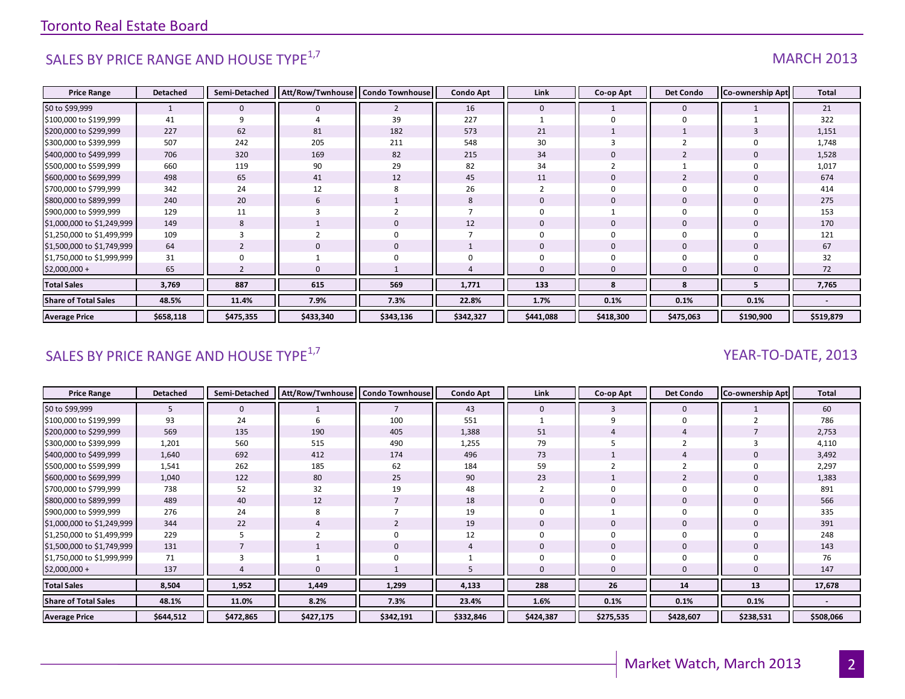## SALES BY PRICE RANGE AND HOUSE TYPE[1,7]

MARCH 2013

| Price Range | Detached | Semi-Detached | Att/Row/Twnhouse | Condo Townhouse | Condo Apt | Link | Co-op Apt | Det Condo | Co-ownership Apt | Total |
|---|---|---|---|---|---|---|---|---|---|---|
| $0 to $99,999 | 1 | 0 | 0 | 2 | 16 | 0 | 1 | 0 | 1 | 21 |
| $100,000 to $199,999 | 41 | 9 | 4 | 39 | 227 | 1 | 0 | 0 | 1 | 322 |
| $200,000 to $299,999 | 227 | 62 | 81 | 182 | 573 | 21 | 1 | 1 | 3 | 1,151 |
| $300,000 to $399,999 | 507 | 242 | 205 | 211 | 548 | 30 | 3 | 2 | 0 | 1,748 |
| $400,000 to $499,999 | 706 | 320 | 169 | 82 | 215 | 34 | 0 | 2 | 0 | 1,528 |
| $500,000 to $599,999 | 660 | 119 | 90 | 29 | 82 | 34 | 2 | 1 | 0 | 1,017 |
| $600,000 to $699,999 | 498 | 65 | 41 | 12 | 45 | 11 | 0 | 2 | 0 | 674 |
| $700,000 to $799,999 | 342 | 24 | 12 | 8 | 26 | 2 | 0 | 0 | 0 | 414 |
| $800,000 to $899,999 | 240 | 20 | 6 | 1 | 8 | 0 | 0 | 0 | 0 | 275 |
| $900,000 to $999,999 | 129 | 11 | 3 | 2 | 7 | 0 | 1 | 0 | 0 | 153 |
| $1,000,000 to $1,249,999 | 149 | 8 | 1 | 0 | 12 | 0 | 0 | 0 | 0 | 170 |
| $1,250,000 to $1,499,999 | 109 | 3 | 2 | 0 | 7 | 0 | 0 | 0 | 0 | 121 |
| $1,500,000 to $1,749,999 | 64 | 2 | 0 | 0 | 1 | 0 | 0 | 0 | 0 | 67 |
| $1,750,000 to $1,999,999 | 31 | 0 | 1 | 0 | 0 | 0 | 0 | 0 | 0 | 32 |
| $2,000,000 + | 65 | 2 | 0 | 1 | 4 | 0 | 0 | 0 | 0 | 72 |
| **Total Sales** | **3,769** | **887** | **615** | **569** | **1,771** | **133** | **8** | **8** | **5** | **7,765** |
| **Share of Total Sales** | **48.5%** | **11.4%** | **7.9%** | **7.3%** | **22.8%** | **1.7%** | **0.1%** | **0.1%** | **0.1%** | **-** |
| **Average Price** | **$658,118** | **$475,355** | **$433,340** | **$343,136** | **$342,327** | **$441,088** | **$418,300** | **$475,063** | **$190,900** | **$519,879** |

## SALES BY PRICE RANGE AND HOUSE TYPE[1,7]

YEAR-TO-DATE, 2013

| Price Range | Detached | Semi-Detached | Att/Row/Twnhouse | Condo Townhouse | Condo Apt | Link | Co-op Apt | Det Condo | Co-ownership Apt | Total |
|---|---|---|---|---|---|---|---|---|---|---|
| $0 to $99,999 | 5 | 0 | 1 | 7 | 43 | 0 | 3 | 0 | 1 | 60 |
| $100,000 to $199,999 | 93 | 24 | 6 | 100 | 551 | 1 | 9 | 0 | 2 | 786 |
| $200,000 to $299,999 | 569 | 135 | 190 | 405 | 1,388 | 51 | 4 | 4 | 7 | 2,753 |
| $300,000 to $399,999 | 1,201 | 560 | 515 | 490 | 1,255 | 79 | 5 | 2 | 3 | 4,110 |
| $400,000 to $499,999 | 1,640 | 692 | 412 | 174 | 496 | 73 | 1 | 4 | 0 | 3,492 |
| $500,000 to $599,999 | 1,541 | 262 | 185 | 62 | 184 | 59 | 2 | 2 | 0 | 2,297 |
| $600,000 to $699,999 | 1,040 | 122 | 80 | 25 | 90 | 23 | 1 | 2 | 0 | 1,383 |
| $700,000 to $799,999 | 738 | 52 | 32 | 19 | 48 | 2 | 0 | 0 | 0 | 891 |
| $800,000 to $899,999 | 489 | 40 | 12 | 7 | 18 | 0 | 0 | 0 | 0 | 566 |
| $900,000 to $999,999 | 276 | 24 | 8 | 7 | 19 | 0 | 1 | 0 | 0 | 335 |
| $1,000,000 to $1,249,999 | 344 | 22 | 4 | 2 | 19 | 0 | 0 | 0 | 0 | 391 |
| $1,250,000 to $1,499,999 | 229 | 5 | 2 | 0 | 12 | 0 | 0 | 0 | 0 | 248 |
| $1,500,000 to $1,749,999 | 131 | 7 | 1 | 0 | 4 | 0 | 0 | 0 | 0 | 143 |
| $1,750,000 to $1,999,999 | 71 | 3 | 1 | 0 | 1 | 0 | 0 | 0 | 0 | 76 |
| $2,000,000 + | 137 | 4 | 0 | 1 | 5 | 0 | 0 | 0 | 0 | 147 |
| **Total Sales** | **8,504** | **1,952** | **1,449** | **1,299** | **4,133** | **288** | **26** | **14** | **13** | **17,678** |
| **Share of Total Sales** | **48.1%** | **11.0%** | **8.2%** | **7.3%** | **23.4%** | **1.6%** | **0.1%** | **0.1%** | **0.1%** | **-** |
| **Average Price** | **$644,512** | **$472,865** | **$427,175** | **$342,191** | **$332,846** | **$424,387** | **$275,535** | **$428,607** | **$238,531** | **$508,066** |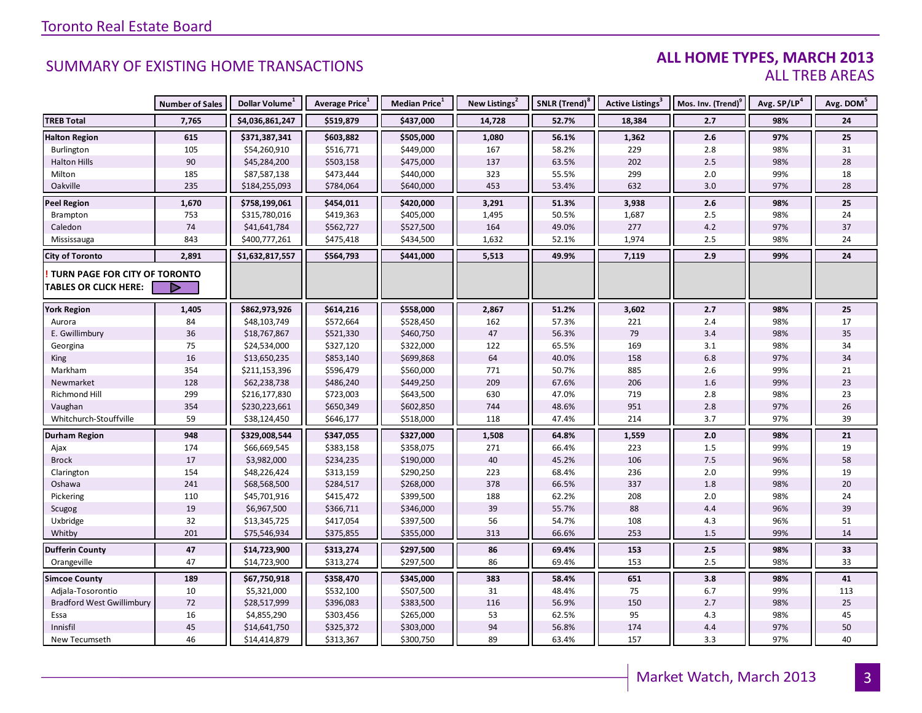Toronto Real Estate Board

## SUMMARY OF EXISTING HOME TRANSACTIONS

### ALL HOME TYPES, MARCH 2013
### ALL TREB AREAS

| | Number of Sales | Dollar Volume[1] | Average Price[1] | Median Price[1] | New Listings[2] | SNLR (Trend)[8] | Active Listings[3] | Mos. Inv. (Trend)[9] | Avg. SP/LP[4] | Avg. DOM[5] |
|---|---|---|---|---|---|---|---|---|---|---|
| **TREB Total** | **7,765** | **$4,036,861,247** | **$519,879** | **$437,000** | **14,728** | **52.7%** | **18,384** | **2.7** | **98%** | **24** |
| **Halton Region** | **615** | **$371,387,341** | **$603,882** | **$505,000** | **1,080** | **56.1%** | **1,362** | **2.6** | **97%** | **25** |
| Burlington | 105 | $54,260,910 | $516,771 | $449,000 | 167 | 58.2% | 229 | 2.8 | 98% | 31 |
| Halton Hills | 90 | $45,284,200 | $503,158 | $475,000 | 137 | 63.5% | 202 | 2.5 | 98% | 28 |
| Milton | 185 | $87,587,138 | $473,444 | $440,000 | 323 | 55.5% | 299 | 2.0 | 99% | 18 |
| Oakville | 235 | $184,255,093 | $784,064 | $640,000 | 453 | 53.4% | 632 | 3.0 | 97% | 28 |
| **Peel Region** | **1,670** | **$758,199,061** | **$454,011** | **$420,000** | **3,291** | **51.3%** | **3,938** | **2.6** | **98%** | **25** |
| Brampton | 753 | $315,780,016 | $419,363 | $405,000 | 1,495 | 50.5% | 1,687 | 2.5 | 98% | 24 |
| Caledon | 74 | $41,641,784 | $562,727 | $527,500 | 164 | 49.0% | 277 | 4.2 | 97% | 37 |
| Mississauga | 843 | $400,777,261 | $475,418 | $434,500 | 1,632 | 52.1% | 1,974 | 2.5 | 98% | 24 |
| **City of Toronto** | **2,891** | **$1,632,817,557** | **$564,793** | **$441,000** | **5,513** | **49.9%** | **7,119** | **2.9** | **99%** | **24** |
| **! TURN PAGE FOR CITY OF TORONTO TABLES OR CLICK HERE:** | | | | | | | | | | |
| **York Region** | **1,405** | **$862,973,926** | **$614,216** | **$558,000** | **2,867** | **51.2%** | **3,602** | **2.7** | **98%** | **25** |
| Aurora | 84 | $48,103,749 | $572,664 | $528,450 | 162 | 57.3% | 221 | 2.4 | 98% | 17 |
| E. Gwillimbury | 36 | $18,767,867 | $521,330 | $460,750 | 47 | 56.3% | 79 | 3.4 | 98% | 35 |
| Georgina | 75 | $24,534,000 | $327,120 | $322,000 | 122 | 65.5% | 169 | 3.1 | 98% | 34 |
| King | 16 | $13,650,235 | $853,140 | $699,868 | 64 | 40.0% | 158 | 6.8 | 97% | 34 |
| Markham | 354 | $211,153,396 | $596,479 | $560,000 | 771 | 50.7% | 885 | 2.6 | 99% | 21 |
| Newmarket | 128 | $62,238,738 | $486,240 | $449,250 | 209 | 67.6% | 206 | 1.6 | 99% | 23 |
| Richmond Hill | 299 | $216,177,830 | $723,003 | $643,500 | 630 | 47.0% | 719 | 2.8 | 98% | 23 |
| Vaughan | 354 | $230,223,661 | $650,349 | $602,850 | 744 | 48.6% | 951 | 2.8 | 97% | 26 |
| Whitchurch-Stouffville | 59 | $38,124,450 | $646,177 | $518,000 | 118 | 47.4% | 214 | 3.7 | 97% | 39 |
| **Durham Region** | **948** | **$329,008,544** | **$347,055** | **$327,000** | **1,508** | **64.8%** | **1,559** | **2.0** | **98%** | **21** |
| Ajax | 174 | $66,669,545 | $383,158 | $358,075 | 271 | 66.4% | 223 | 1.5 | 99% | 19 |
| Brock | 17 | $3,982,000 | $234,235 | $190,000 | 40 | 45.2% | 106 | 7.5 | 96% | 58 |
| Clarington | 154 | $48,226,424 | $313,159 | $290,250 | 223 | 68.4% | 236 | 2.0 | 99% | 19 |
| Oshawa | 241 | $68,568,500 | $284,517 | $268,000 | 378 | 66.5% | 337 | 1.8 | 98% | 20 |
| Pickering | 110 | $45,701,916 | $415,472 | $399,500 | 188 | 62.2% | 208 | 2.0 | 98% | 24 |
| Scugog | 19 | $6,967,500 | $366,711 | $346,000 | 39 | 55.7% | 88 | 4.4 | 96% | 39 |
| Uxbridge | 32 | $13,345,725 | $417,054 | $397,500 | 56 | 54.7% | 108 | 4.3 | 96% | 51 |
| Whitby | 201 | $75,546,934 | $375,855 | $355,000 | 313 | 66.6% | 253 | 1.5 | 99% | 14 |
| **Dufferin County** | **47** | **$14,723,900** | **$313,274** | **$297,500** | **86** | **69.4%** | **153** | **2.5** | **98%** | **33** |
| Orangeville | 47 | $14,723,900 | $313,274 | $297,500 | 86 | 69.4% | 153 | 2.5 | 98% | 33 |
| **Simcoe County** | **189** | **$67,750,918** | **$358,470** | **$345,000** | **383** | **58.4%** | **651** | **3.8** | **98%** | **41** |
| Adjala-Tosorontio | 10 | $5,321,000 | $532,100 | $507,500 | 31 | 48.4% | 75 | 6.7 | 99% | 113 |
| Bradford West Gwillimbury | 72 | $28,517,999 | $396,083 | $383,500 | 116 | 56.9% | 150 | 2.7 | 98% | 25 |
| Essa | 16 | $4,855,290 | $303,456 | $265,000 | 53 | 62.5% | 95 | 4.3 | 98% | 45 |
| Innisfil | 45 | $14,641,750 | $325,372 | $303,000 | 94 | 56.8% | 174 | 4.4 | 97% | 50 |
| New Tecumseth | 46 | $14,414,879 | $313,367 | $300,750 | 89 | 63.4% | 157 | 3.3 | 97% | 40 |

Market Watch, March 2013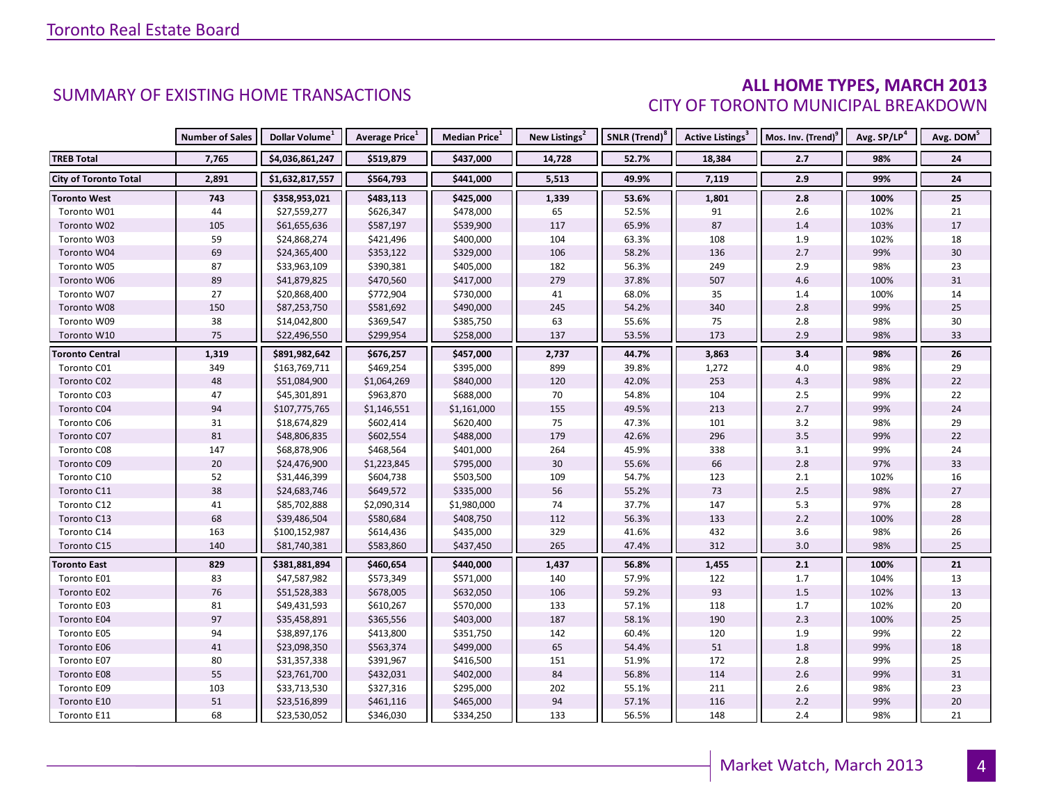Toronto Real Estate Board

## SUMMARY OF EXISTING HOME TRANSACTIONS

### ALL HOME TYPES, MARCH 2013
### CITY OF TORONTO MUNICIPAL BREAKDOWN

| | Number of Sales | Dollar Volume[1] | Average Price[1] | Median Price[1] | New Listings[2] | SNLR (Trend)[8] | Active Listings[3] | Mos. Inv. (Trend)[9] | Avg. SP/LP[4] | Avg. DOM[5] |
|---|---|---|---|---|---|---|---|---|---|---|
| **TREB Total** | **7,765** | **$4,036,861,247** | **$519,879** | **$437,000** | **14,728** | **52.7%** | **18,384** | **2.7** | **98%** | **24** |
| **City of Toronto Total** | **2,891** | **$1,632,817,557** | **$564,793** | **$441,000** | **5,513** | **49.9%** | **7,119** | **2.9** | **99%** | **24** |
| **Toronto West** | **743** | **$358,953,021** | **$483,113** | **$425,000** | **1,339** | **53.6%** | **1,801** | **2.8** | **100%** | **25** |
| Toronto W01 | 44 | $27,559,277 | $626,347 | $478,000 | 65 | 52.5% | 91 | 2.6 | 102% | 21 |
| Toronto W02 | 105 | $61,655,636 | $587,197 | $539,900 | 117 | 65.9% | 87 | 1.4 | 103% | 17 |
| Toronto W03 | 59 | $24,868,274 | $421,496 | $400,000 | 104 | 63.3% | 108 | 1.9 | 102% | 18 |
| Toronto W04 | 69 | $24,365,400 | $353,122 | $329,000 | 106 | 58.2% | 136 | 2.7 | 99% | 30 |
| Toronto W05 | 87 | $33,963,109 | $390,381 | $405,000 | 182 | 56.3% | 249 | 2.9 | 98% | 23 |
| Toronto W06 | 89 | $41,879,825 | $470,560 | $417,000 | 279 | 37.8% | 507 | 4.6 | 100% | 31 |
| Toronto W07 | 27 | $20,868,400 | $772,904 | $730,000 | 41 | 68.0% | 35 | 1.4 | 100% | 14 |
| Toronto W08 | 150 | $87,253,750 | $581,692 | $490,000 | 245 | 54.2% | 340 | 2.8 | 99% | 25 |
| Toronto W09 | 38 | $14,042,800 | $369,547 | $385,750 | 63 | 55.6% | 75 | 2.8 | 98% | 30 |
| Toronto W10 | 75 | $22,496,550 | $299,954 | $258,000 | 137 | 53.5% | 173 | 2.9 | 98% | 33 |
| **Toronto Central** | **1,319** | **$891,982,642** | **$676,257** | **$457,000** | **2,737** | **44.7%** | **3,863** | **3.4** | **98%** | **26** |
| Toronto C01 | 349 | $163,769,711 | $469,254 | $395,000 | 899 | 39.8% | 1,272 | 4.0 | 98% | 29 |
| Toronto C02 | 48 | $51,084,900 | $1,064,269 | $840,000 | 120 | 42.0% | 253 | 4.3 | 98% | 22 |
| Toronto C03 | 47 | $45,301,891 | $963,870 | $688,000 | 70 | 54.8% | 104 | 2.5 | 99% | 22 |
| Toronto C04 | 94 | $107,775,765 | $1,146,551 | $1,161,000 | 155 | 49.5% | 213 | 2.7 | 99% | 24 |
| Toronto C06 | 31 | $18,674,829 | $602,414 | $620,400 | 75 | 47.3% | 101 | 3.2 | 98% | 29 |
| Toronto C07 | 81 | $48,806,835 | $602,554 | $488,000 | 179 | 42.6% | 296 | 3.5 | 99% | 22 |
| Toronto C08 | 147 | $68,878,906 | $468,564 | $401,000 | 264 | 45.9% | 338 | 3.1 | 99% | 24 |
| Toronto C09 | 20 | $24,476,900 | $1,223,845 | $795,000 | 30 | 55.6% | 66 | 2.8 | 97% | 33 |
| Toronto C10 | 52 | $31,446,399 | $604,738 | $503,500 | 109 | 54.7% | 123 | 2.1 | 102% | 16 |
| Toronto C11 | 38 | $24,683,746 | $649,572 | $335,000 | 56 | 55.2% | 73 | 2.5 | 98% | 27 |
| Toronto C12 | 41 | $85,702,888 | $2,090,314 | $1,980,000 | 74 | 37.7% | 147 | 5.3 | 97% | 28 |
| Toronto C13 | 68 | $39,486,504 | $580,684 | $408,750 | 112 | 56.3% | 133 | 2.2 | 100% | 28 |
| Toronto C14 | 163 | $100,152,987 | $614,436 | $435,000 | 329 | 41.6% | 432 | 3.6 | 98% | 26 |
| Toronto C15 | 140 | $81,740,381 | $583,860 | $437,450 | 265 | 47.4% | 312 | 3.0 | 98% | 25 |
| **Toronto East** | **829** | **$381,881,894** | **$460,654** | **$440,000** | **1,437** | **56.8%** | **1,455** | **2.1** | **100%** | **21** |
| Toronto E01 | 83 | $47,587,982 | $573,349 | $571,000 | 140 | 57.9% | 122 | 1.7 | 104% | 13 |
| Toronto E02 | 76 | $51,528,383 | $678,005 | $632,050 | 106 | 59.2% | 93 | 1.5 | 102% | 13 |
| Toronto E03 | 81 | $49,431,593 | $610,267 | $570,000 | 133 | 57.1% | 118 | 1.7 | 102% | 20 |
| Toronto E04 | 97 | $35,458,891 | $365,556 | $403,000 | 187 | 58.1% | 190 | 2.3 | 100% | 25 |
| Toronto E05 | 94 | $38,897,176 | $413,800 | $351,750 | 142 | 60.4% | 120 | 1.9 | 99% | 22 |
| Toronto E06 | 41 | $23,098,350 | $563,374 | $499,000 | 65 | 54.4% | 51 | 1.8 | 99% | 18 |
| Toronto E07 | 80 | $31,357,338 | $391,967 | $416,500 | 151 | 51.9% | 172 | 2.8 | 99% | 25 |
| Toronto E08 | 55 | $23,761,700 | $432,031 | $402,000 | 84 | 56.8% | 114 | 2.6 | 99% | 31 |
| Toronto E09 | 103 | $33,713,530 | $327,316 | $295,000 | 202 | 55.1% | 211 | 2.6 | 98% | 23 |
| Toronto E10 | 51 | $23,516,899 | $461,116 | $465,000 | 94 | 57.1% | 116 | 2.2 | 99% | 20 |
| Toronto E11 | 68 | $23,530,052 | $346,030 | $334,250 | 133 | 56.5% | 148 | 2.4 | 98% | 21 |

Market Watch, March 2013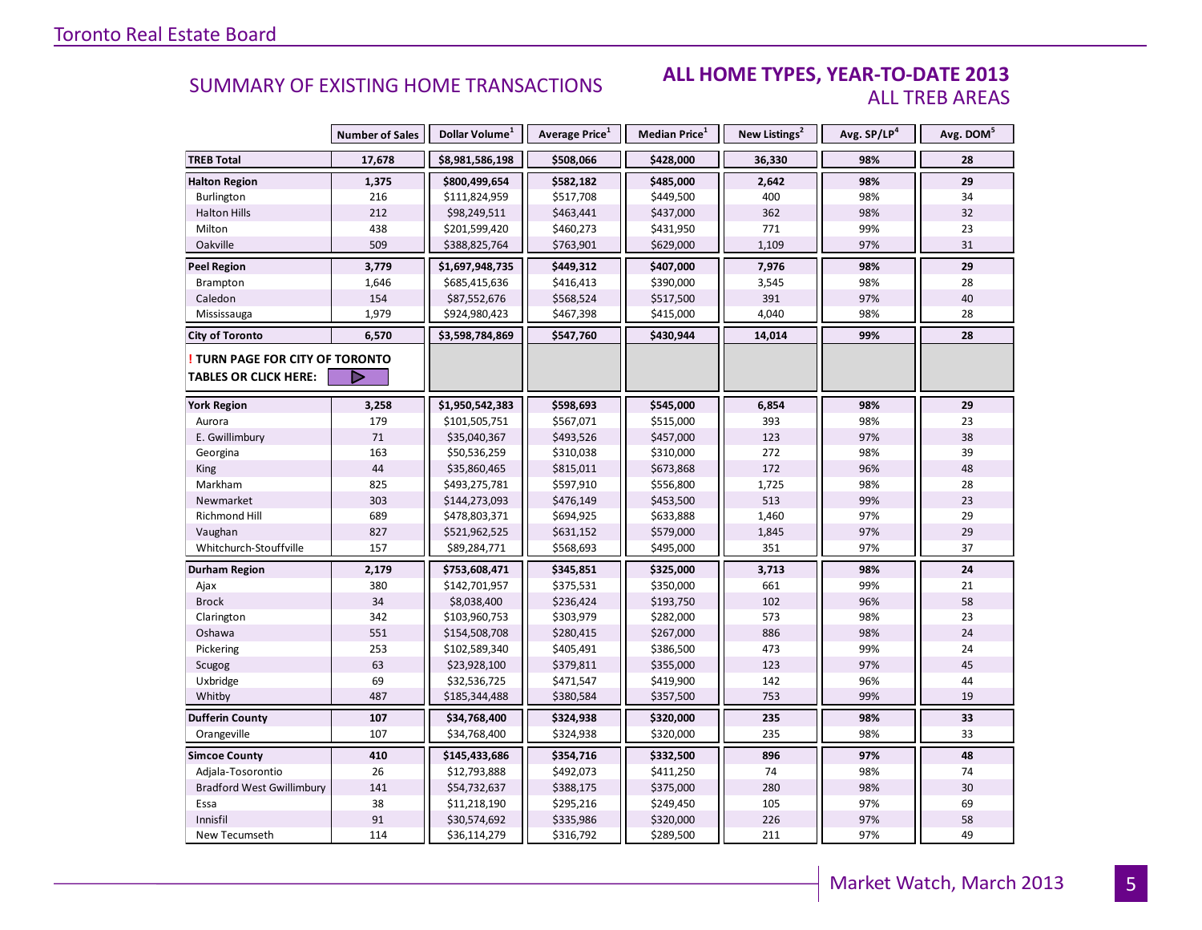## SUMMARY OF EXISTING HOME TRANSACTIONS

### ALL HOME TYPES, YEAR-TO-DATE 2013
### ALL TREB AREAS

| | Number of Sales | Dollar Volume[1] | Average Price[1] | Median Price[1] | New Listings[2] | Avg. SP/LP[4] | Avg. DOM[5] |
|---|---|---|---|---|---|---|---|
| **TREB Total** | **17,678** | **$8,981,586,198** | **$508,066** | **$428,000** | **36,330** | **98%** | **28** |
| **Halton Region** | **1,375** | **$800,499,654** | **$582,182** | **$485,000** | **2,642** | **98%** | **29** |
| Burlington | 216 | $111,824,959 | $517,708 | $449,500 | 400 | 98% | 34 |
| Halton Hills | 212 | $98,249,511 | $463,441 | $437,000 | 362 | 98% | 32 |
| Milton | 438 | $201,599,420 | $460,273 | $431,950 | 771 | 99% | 23 |
| Oakville | 509 | $388,825,764 | $763,901 | $629,000 | 1,109 | 97% | 31 |
| **Peel Region** | **3,779** | **$1,697,948,735** | **$449,312** | **$407,000** | **7,976** | **98%** | **29** |
| Brampton | 1,646 | $685,415,636 | $416,413 | $390,000 | 3,545 | 98% | 28 |
| Caledon | 154 | $87,552,676 | $568,524 | $517,500 | 391 | 97% | 40 |
| Mississauga | 1,979 | $924,980,423 | $467,398 | $415,000 | 4,040 | 98% | 28 |
| **City of Toronto** | **6,570** | **$3,598,784,869** | **$547,760** | **$430,944** | **14,014** | **99%** | **28** |
| **! TURN PAGE FOR CITY OF TORONTO TABLES OR CLICK HERE:** | | | | | | | |
| **York Region** | **3,258** | **$1,950,542,383** | **$598,693** | **$545,000** | **6,854** | **98%** | **29** |
| Aurora | 179 | $101,505,751 | $567,071 | $515,000 | 393 | 98% | 23 |
| E. Gwillimbury | 71 | $35,040,367 | $493,526 | $457,000 | 123 | 97% | 38 |
| Georgina | 163 | $50,536,259 | $310,038 | $310,000 | 272 | 98% | 39 |
| King | 44 | $35,860,465 | $815,011 | $673,868 | 172 | 96% | 48 |
| Markham | 825 | $493,275,781 | $597,910 | $556,800 | 1,725 | 98% | 28 |
| Newmarket | 303 | $144,273,093 | $476,149 | $453,500 | 513 | 99% | 23 |
| Richmond Hill | 689 | $478,803,371 | $694,925 | $633,888 | 1,460 | 97% | 29 |
| Vaughan | 827 | $521,962,525 | $631,152 | $579,000 | 1,845 | 97% | 29 |
| Whitchurch-Stouffville | 157 | $89,284,771 | $568,693 | $495,000 | 351 | 97% | 37 |
| **Durham Region** | **2,179** | **$753,608,471** | **$345,851** | **$325,000** | **3,713** | **98%** | **24** |
| Ajax | 380 | $142,701,957 | $375,531 | $350,000 | 661 | 99% | 21 |
| Brock | 34 | $8,038,400 | $236,424 | $193,750 | 102 | 96% | 58 |
| Clarington | 342 | $103,960,753 | $303,979 | $282,000 | 573 | 98% | 23 |
| Oshawa | 551 | $154,508,708 | $280,415 | $267,000 | 886 | 98% | 24 |
| Pickering | 253 | $102,589,340 | $405,491 | $386,500 | 473 | 99% | 24 |
| Scugog | 63 | $23,928,100 | $379,811 | $355,000 | 123 | 97% | 45 |
| Uxbridge | 69 | $32,536,725 | $471,547 | $419,900 | 142 | 96% | 44 |
| Whitby | 487 | $185,344,488 | $380,584 | $357,500 | 753 | 99% | 19 |
| **Dufferin County** | **107** | **$34,768,400** | **$324,938** | **$320,000** | **235** | **98%** | **33** |
| Orangeville | 107 | $34,768,400 | $324,938 | $320,000 | 235 | 98% | 33 |
| **Simcoe County** | **410** | **$145,433,686** | **$354,716** | **$332,500** | **896** | **97%** | **48** |
| Adjala-Tosorontio | 26 | $12,793,888 | $492,073 | $411,250 | 74 | 98% | 74 |
| Bradford West Gwillimbury | 141 | $54,732,637 | $388,175 | $375,000 | 280 | 98% | 30 |
| Essa | 38 | $11,218,190 | $295,216 | $249,450 | 105 | 97% | 69 |
| Innisfil | 91 | $30,574,692 | $335,986 | $320,000 | 226 | 97% | 58 |
| New Tecumseth | 114 | $36,114,279 | $316,792 | $289,500 | 211 | 97% | 49 |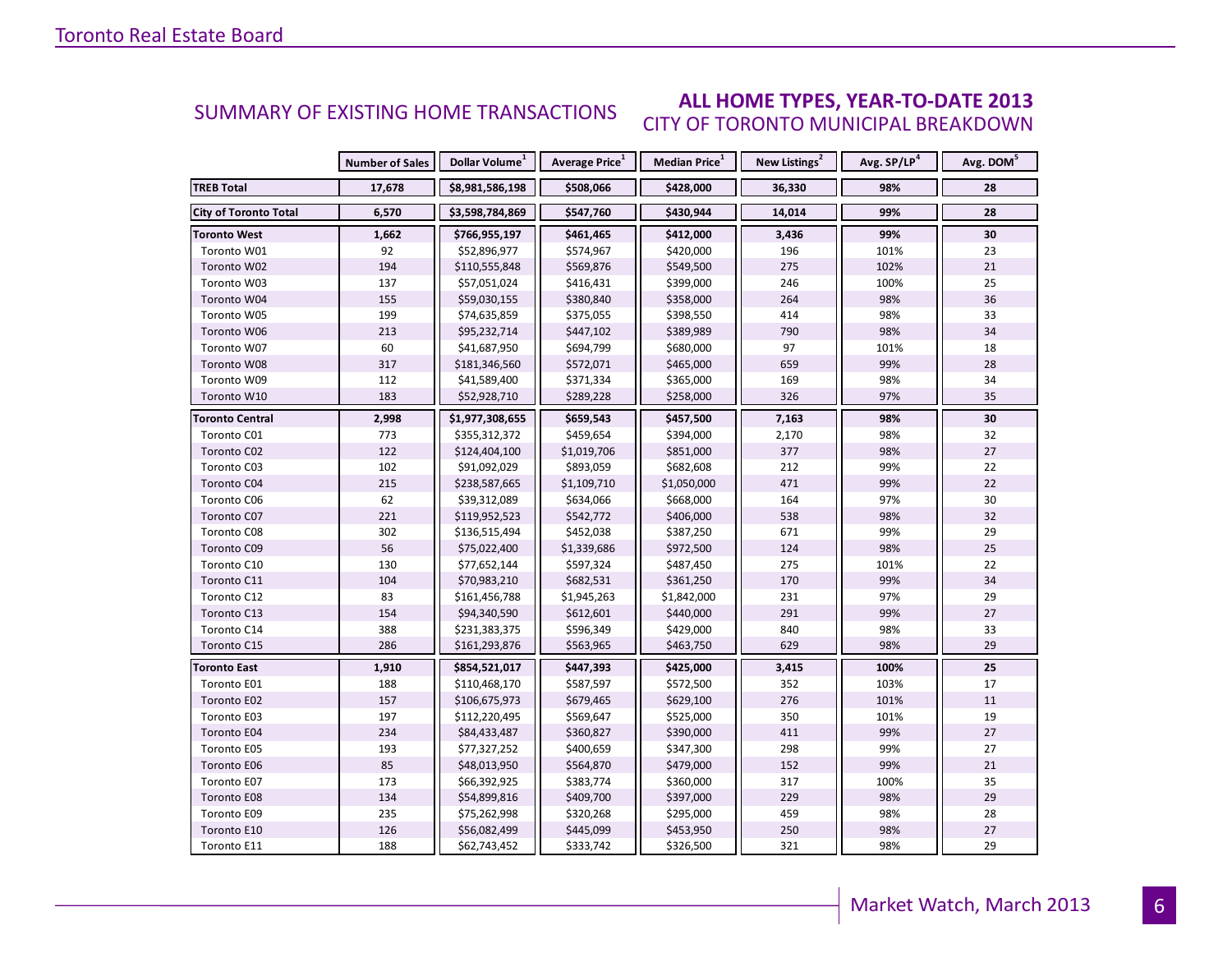## SUMMARY OF EXISTING HOME TRANSACTIONS

### ALL HOME TYPES, YEAR-TO-DATE 2013
### CITY OF TORONTO MUNICIPAL BREAKDOWN

| | Number of Sales | Dollar Volume[1] | Average Price[1] | Median Price[1] | New Listings[2] | Avg. SP/LP[4] | Avg. DOM[5] |
|---|---|---|---|---|---|---|---|
| **TREB Total** | **17,678** | **$8,981,586,198** | **$508,066** | **$428,000** | **36,330** | **98%** | **28** |
| **City of Toronto Total** | **6,570** | **$3,598,784,869** | **$547,760** | **$430,944** | **14,014** | **99%** | **28** |
| **Toronto West** | **1,662** | **$766,955,197** | **$461,465** | **$412,000** | **3,436** | **99%** | **30** |
| Toronto W01 | 92 | $52,896,977 | $574,967 | $420,000 | 196 | 101% | 23 |
| Toronto W02 | 194 | $110,555,848 | $569,876 | $549,500 | 275 | 102% | 21 |
| Toronto W03 | 137 | $57,051,024 | $416,431 | $399,000 | 246 | 100% | 25 |
| Toronto W04 | 155 | $59,030,155 | $380,840 | $358,000 | 264 | 98% | 36 |
| Toronto W05 | 199 | $74,635,859 | $375,055 | $398,550 | 414 | 98% | 33 |
| Toronto W06 | 213 | $95,232,714 | $447,102 | $389,989 | 790 | 98% | 34 |
| Toronto W07 | 60 | $41,687,950 | $694,799 | $680,000 | 97 | 101% | 18 |
| Toronto W08 | 317 | $181,346,560 | $572,071 | $465,000 | 659 | 99% | 28 |
| Toronto W09 | 112 | $41,589,400 | $371,334 | $365,000 | 169 | 98% | 34 |
| Toronto W10 | 183 | $52,928,710 | $289,228 | $258,000 | 326 | 97% | 35 |
| **Toronto Central** | **2,998** | **$1,977,308,655** | **$659,543** | **$457,500** | **7,163** | **98%** | **30** |
| Toronto C01 | 773 | $355,312,372 | $459,654 | $394,000 | 2,170 | 98% | 32 |
| Toronto C02 | 122 | $124,404,100 | $1,019,706 | $851,000 | 377 | 98% | 27 |
| Toronto C03 | 102 | $91,092,029 | $893,059 | $682,608 | 212 | 99% | 22 |
| Toronto C04 | 215 | $238,587,665 | $1,109,710 | $1,050,000 | 471 | 99% | 22 |
| Toronto C06 | 62 | $39,312,089 | $634,066 | $668,000 | 164 | 97% | 30 |
| Toronto C07 | 221 | $119,952,523 | $542,772 | $406,000 | 538 | 98% | 32 |
| Toronto C08 | 302 | $136,515,494 | $452,038 | $387,250 | 671 | 99% | 29 |
| Toronto C09 | 56 | $75,022,400 | $1,339,686 | $972,500 | 124 | 98% | 25 |
| Toronto C10 | 130 | $77,652,144 | $597,324 | $487,450 | 275 | 101% | 22 |
| Toronto C11 | 104 | $70,983,210 | $682,531 | $361,250 | 170 | 99% | 34 |
| Toronto C12 | 83 | $161,456,788 | $1,945,263 | $1,842,000 | 231 | 97% | 29 |
| Toronto C13 | 154 | $94,340,590 | $612,601 | $440,000 | 291 | 99% | 27 |
| Toronto C14 | 388 | $231,383,375 | $596,349 | $429,000 | 840 | 98% | 33 |
| Toronto C15 | 286 | $161,293,876 | $563,965 | $463,750 | 629 | 98% | 29 |
| **Toronto East** | **1,910** | **$854,521,017** | **$447,393** | **$425,000** | **3,415** | **100%** | **25** |
| Toronto E01 | 188 | $110,468,170 | $587,597 | $572,500 | 352 | 103% | 17 |
| Toronto E02 | 157 | $106,675,973 | $679,465 | $629,100 | 276 | 101% | 11 |
| Toronto E03 | 197 | $112,220,495 | $569,647 | $525,000 | 350 | 101% | 19 |
| Toronto E04 | 234 | $84,433,487 | $360,827 | $390,000 | 411 | 99% | 27 |
| Toronto E05 | 193 | $77,327,252 | $400,659 | $347,300 | 298 | 99% | 27 |
| Toronto E06 | 85 | $48,013,950 | $564,870 | $479,000 | 152 | 99% | 21 |
| Toronto E07 | 173 | $66,392,925 | $383,774 | $360,000 | 317 | 100% | 35 |
| Toronto E08 | 134 | $54,899,816 | $409,700 | $397,000 | 229 | 98% | 29 |
| Toronto E09 | 235 | $75,262,998 | $320,268 | $295,000 | 459 | 98% | 28 |
| Toronto E10 | 126 | $56,082,499 | $445,099 | $453,950 | 250 | 98% | 27 |
| Toronto E11 | 188 | $62,743,452 | $333,742 | $326,500 | 321 | 98% | 29 |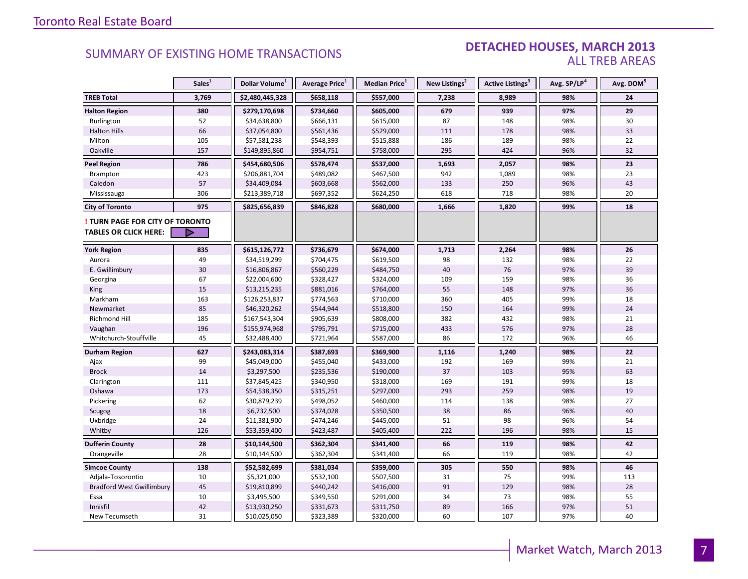## SUMMARY OF EXISTING HOME TRANSACTIONS

## DETACHED HOUSES, MARCH 2013
### ALL TREB AREAS

| | Sales[1] | Dollar Volume[1] | Average Price[1] | Median Price[1] | New Listings[2] | Active Listings[3] | Avg. SP/LP[4] | Avg. DOM[5] |
|---|---|---|---|---|---|---|---|---|
| **TREB Total** | **3,769** | **$2,480,445,328** | **$658,118** | **$557,000** | **7,238** | **8,989** | **98%** | **24** |
| **Halton Region** | **380** | **$279,170,698** | **$734,660** | **$605,000** | **679** | **939** | **97%** | **29** |
| Burlington | 52 | $34,638,800 | $666,131 | $615,000 | 87 | 148 | 98% | 30 |
| Halton Hills | 66 | $37,054,800 | $561,436 | $529,000 | 111 | 178 | 98% | 33 |
| Milton | 105 | $57,581,238 | $548,393 | $515,888 | 186 | 189 | 98% | 22 |
| Oakville | 157 | $149,895,860 | $954,751 | $758,000 | 295 | 424 | 96% | 32 |
| **Peel Region** | **786** | **$454,680,506** | **$578,474** | **$537,000** | **1,693** | **2,057** | **98%** | **23** |
| Brampton | 423 | $206,881,704 | $489,082 | $467,500 | 942 | 1,089 | 98% | 23 |
| Caledon | 57 | $34,409,084 | $603,668 | $562,000 | 133 | 250 | 96% | 43 |
| Mississauga | 306 | $213,389,718 | $697,352 | $624,250 | 618 | 718 | 98% | 20 |
| **City of Toronto** | **975** | **$825,656,839** | **$846,828** | **$680,000** | **1,666** | **1,820** | **99%** | **18** |
| **! TURN PAGE FOR CITY OF TORONTO TABLES OR CLICK HERE:** | | | | | | | | |
| **York Region** | **835** | **$615,126,772** | **$736,679** | **$674,000** | **1,713** | **2,264** | **98%** | **26** |
| Aurora | 49 | $34,519,299 | $704,475 | $619,500 | 98 | 132 | 98% | 22 |
| E. Gwillimbury | 30 | $16,806,867 | $560,229 | $484,750 | 40 | 76 | 97% | 39 |
| Georgina | 67 | $22,004,600 | $328,427 | $324,000 | 109 | 159 | 98% | 36 |
| King | 15 | $13,215,235 | $881,016 | $764,000 | 55 | 148 | 97% | 36 |
| Markham | 163 | $126,253,837 | $774,563 | $710,000 | 360 | 405 | 99% | 18 |
| Newmarket | 85 | $46,320,262 | $544,944 | $518,800 | 150 | 164 | 99% | 24 |
| Richmond Hill | 185 | $167,543,304 | $905,639 | $808,000 | 382 | 432 | 98% | 21 |
| Vaughan | 196 | $155,974,968 | $795,791 | $715,000 | 433 | 576 | 97% | 28 |
| Whitchurch-Stouffville | 45 | $32,488,400 | $721,964 | $587,000 | 86 | 172 | 96% | 46 |
| **Durham Region** | **627** | **$243,083,314** | **$387,693** | **$369,900** | **1,116** | **1,240** | **98%** | **22** |
| Ajax | 99 | $45,049,000 | $455,040 | $433,000 | 192 | 169 | 99% | 21 |
| Brock | 14 | $3,297,500 | $235,536 | $190,000 | 37 | 103 | 95% | 63 |
| Clarington | 111 | $37,845,425 | $340,950 | $318,000 | 169 | 191 | 99% | 18 |
| Oshawa | 173 | $54,538,350 | $315,251 | $297,000 | 293 | 259 | 98% | 19 |
| Pickering | 62 | $30,879,239 | $498,052 | $460,000 | 114 | 138 | 98% | 27 |
| Scugog | 18 | $6,732,500 | $374,028 | $350,500 | 38 | 86 | 96% | 40 |
| Uxbridge | 24 | $11,381,900 | $474,246 | $445,000 | 51 | 98 | 96% | 54 |
| Whitby | 126 | $53,359,400 | $423,487 | $405,400 | 222 | 196 | 98% | 15 |
| **Dufferin County** | **28** | **$10,144,500** | **$362,304** | **$341,400** | **66** | **119** | **98%** | **42** |
| Orangeville | 28 | $10,144,500 | $362,304 | $341,400 | 66 | 119 | 98% | 42 |
| **Simcoe County** | **138** | **$52,582,699** | **$381,034** | **$359,000** | **305** | **550** | **98%** | **46** |
| Adjala-Tosorontio | 10 | $5,321,000 | $532,100 | $507,500 | 31 | 75 | 99% | 113 |
| Bradford West Gwillimbury | 45 | $19,810,899 | $440,242 | $416,000 | 91 | 129 | 98% | 28 |
| Essa | 10 | $3,495,500 | $349,550 | $291,000 | 34 | 73 | 98% | 55 |
| Innisfil | 42 | $13,930,250 | $331,673 | $311,750 | 89 | 166 | 97% | 51 |
| New Tecumseth | 31 | $10,025,050 | $323,389 | $320,000 | 60 | 107 | 97% | 40 |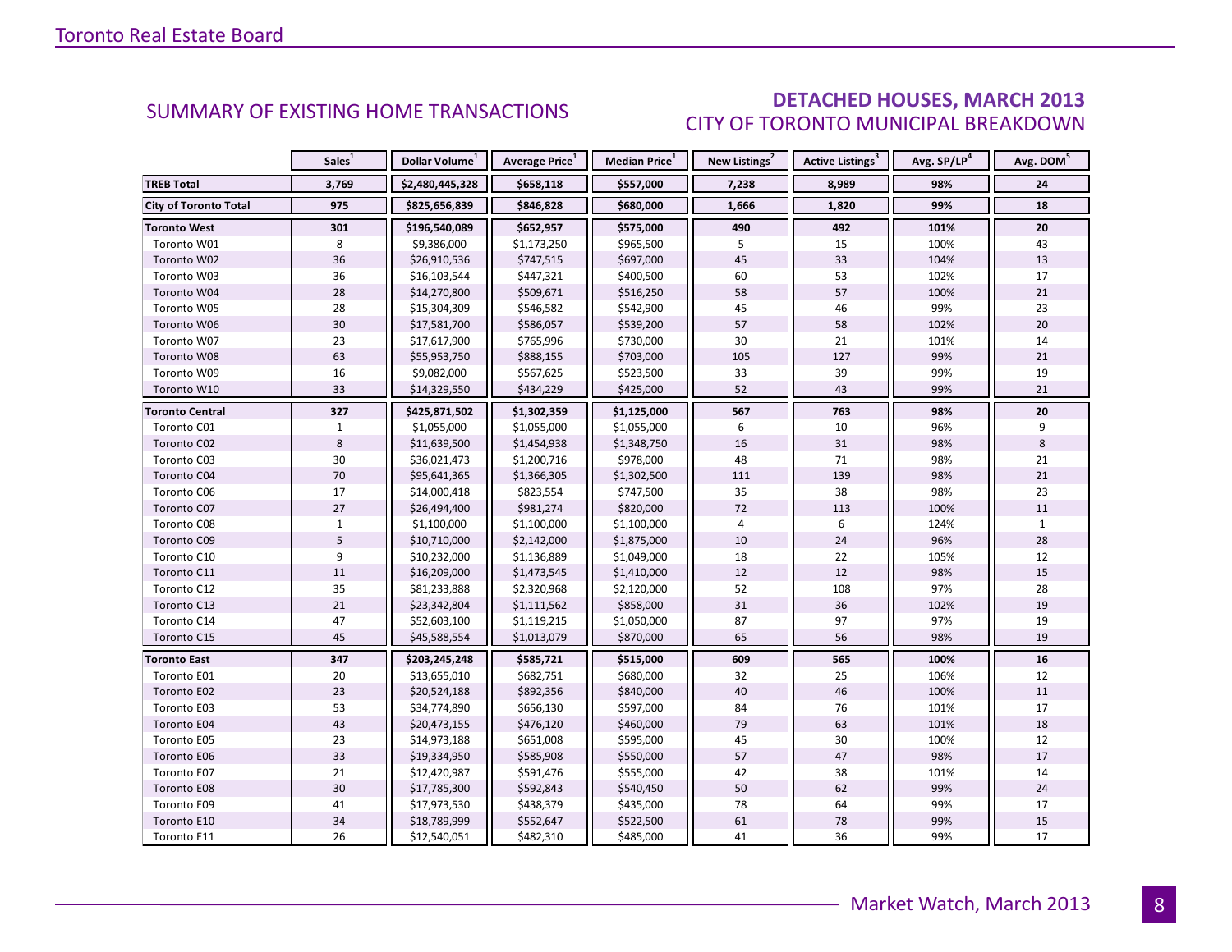## SUMMARY OF EXISTING HOME TRANSACTIONS

## DETACHED HOUSES, MARCH 2013
### CITY OF TORONTO MUNICIPAL BREAKDOWN

| | Sales[1] | Dollar Volume[1] | Average Price[1] | Median Price[1] | New Listings[2] | Active Listings[3] | Avg. SP/LP[4] | Avg. DOM[5] |
|---|---|---|---|---|---|---|---|---|
| **TREB Total** | **3,769** | **$2,480,445,328** | **$658,118** | **$557,000** | **7,238** | **8,989** | **98%** | **24** |
| **City of Toronto Total** | **975** | **$825,656,839** | **$846,828** | **$680,000** | **1,666** | **1,820** | **99%** | **18** |
| **Toronto West** | **301** | **$196,540,089** | **$652,957** | **$575,000** | **490** | **492** | **101%** | **20** |
| Toronto W01 | 8 | $9,386,000 | $1,173,250 | $965,500 | 5 | 15 | 100% | 43 |
| Toronto W02 | 36 | $26,910,536 | $747,515 | $697,000 | 45 | 33 | 104% | 13 |
| Toronto W03 | 36 | $16,103,544 | $447,321 | $400,500 | 60 | 53 | 102% | 17 |
| Toronto W04 | 28 | $14,270,800 | $509,671 | $516,250 | 58 | 57 | 100% | 21 |
| Toronto W05 | 28 | $15,304,309 | $546,582 | $542,900 | 45 | 46 | 99% | 23 |
| Toronto W06 | 30 | $17,581,700 | $586,057 | $539,200 | 57 | 58 | 102% | 20 |
| Toronto W07 | 23 | $17,617,900 | $765,996 | $730,000 | 30 | 21 | 101% | 14 |
| Toronto W08 | 63 | $55,953,750 | $888,155 | $703,000 | 105 | 127 | 99% | 21 |
| Toronto W09 | 16 | $9,082,000 | $567,625 | $523,500 | 33 | 39 | 99% | 19 |
| Toronto W10 | 33 | $14,329,550 | $434,229 | $425,000 | 52 | 43 | 99% | 21 |
| **Toronto Central** | **327** | **$425,871,502** | **$1,302,359** | **$1,125,000** | **567** | **763** | **98%** | **20** |
| Toronto C01 | 1 | $1,055,000 | $1,055,000 | $1,055,000 | 6 | 10 | 96% | 9 |
| Toronto C02 | 8 | $11,639,500 | $1,454,938 | $1,348,750 | 16 | 31 | 98% | 8 |
| Toronto C03 | 30 | $36,021,473 | $1,200,716 | $978,000 | 48 | 71 | 98% | 21 |
| Toronto C04 | 70 | $95,641,365 | $1,366,305 | $1,302,500 | 111 | 139 | 98% | 21 |
| Toronto C06 | 17 | $14,000,418 | $823,554 | $747,500 | 35 | 38 | 98% | 23 |
| Toronto C07 | 27 | $26,494,400 | $981,274 | $820,000 | 72 | 113 | 100% | 11 |
| Toronto C08 | 1 | $1,100,000 | $1,100,000 | $1,100,000 | 4 | 6 | 124% | 1 |
| Toronto C09 | 5 | $10,710,000 | $2,142,000 | $1,875,000 | 10 | 24 | 96% | 28 |
| Toronto C10 | 9 | $10,232,000 | $1,136,889 | $1,049,000 | 18 | 22 | 105% | 12 |
| Toronto C11 | 11 | $16,209,000 | $1,473,545 | $1,410,000 | 12 | 12 | 98% | 15 |
| Toronto C12 | 35 | $81,233,888 | $2,320,968 | $2,120,000 | 52 | 108 | 97% | 28 |
| Toronto C13 | 21 | $23,342,804 | $1,111,562 | $858,000 | 31 | 36 | 102% | 19 |
| Toronto C14 | 47 | $52,603,100 | $1,119,215 | $1,050,000 | 87 | 97 | 97% | 19 |
| Toronto C15 | 45 | $45,588,554 | $1,013,079 | $870,000 | 65 | 56 | 98% | 19 |
| **Toronto East** | **347** | **$203,245,248** | **$585,721** | **$515,000** | **609** | **565** | **100%** | **16** |
| Toronto E01 | 20 | $13,655,010 | $682,751 | $680,000 | 32 | 25 | 106% | 12 |
| Toronto E02 | 23 | $20,524,188 | $892,356 | $840,000 | 40 | 46 | 100% | 11 |
| Toronto E03 | 53 | $34,774,890 | $656,130 | $597,000 | 84 | 76 | 101% | 17 |
| Toronto E04 | 43 | $20,473,155 | $476,120 | $460,000 | 79 | 63 | 101% | 18 |
| Toronto E05 | 23 | $14,973,188 | $651,008 | $595,000 | 45 | 30 | 100% | 12 |
| Toronto E06 | 33 | $19,334,950 | $585,908 | $550,000 | 57 | 47 | 98% | 17 |
| Toronto E07 | 21 | $12,420,987 | $591,476 | $555,000 | 42 | 38 | 101% | 14 |
| Toronto E08 | 30 | $17,785,300 | $592,843 | $540,450 | 50 | 62 | 99% | 24 |
| Toronto E09 | 41 | $17,973,530 | $438,379 | $435,000 | 78 | 64 | 99% | 17 |
| Toronto E10 | 34 | $18,789,999 | $552,647 | $522,500 | 61 | 78 | 99% | 15 |
| Toronto E11 | 26 | $12,540,051 | $482,310 | $485,000 | 41 | 36 | 99% | 17 |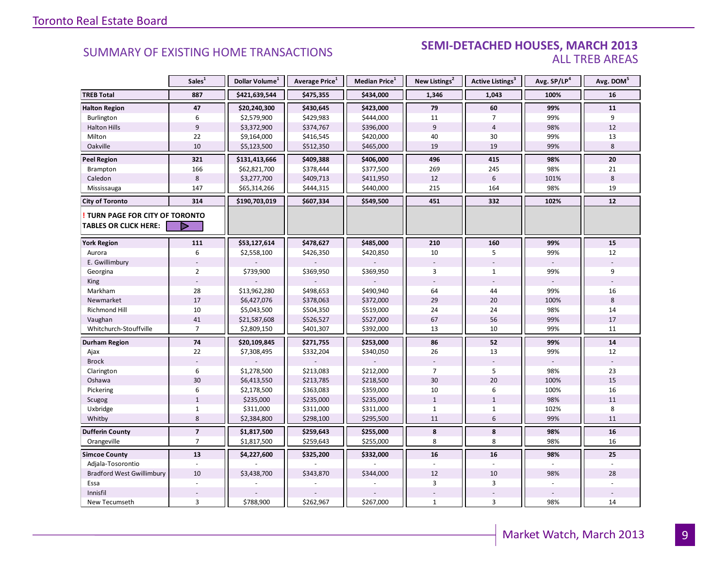Toronto Real Estate Board

## SUMMARY OF EXISTING HOME TRANSACTIONS

## SEMI-DETACHED HOUSES, MARCH 2013
ALL TREB AREAS

| | Sales[1] | Dollar Volume[1] | Average Price[1] | Median Price[1] | New Listings[2] | Active Listings[3] | Avg. SP/LP[4] | Avg. DOM[5] |
|---|---|---|---|---|---|---|---|---|
| **TREB Total** | **887** | **$421,639,544** | **$475,355** | **$434,000** | **1,346** | **1,043** | **100%** | **16** |
| **Halton Region** | **47** | **$20,240,300** | **$430,645** | **$423,000** | **79** | **60** | **99%** | **11** |
| Burlington | 6 | $2,579,900 | $429,983 | $444,000 | 11 | 7 | 99% | 9 |
| Halton Hills | 9 | $3,372,900 | $374,767 | $396,000 | 9 | 4 | 98% | 12 |
| Milton | 22 | $9,164,000 | $416,545 | $420,000 | 40 | 30 | 99% | 13 |
| Oakville | 10 | $5,123,500 | $512,350 | $465,000 | 19 | 19 | 99% | 8 |
| **Peel Region** | **321** | **$131,413,666** | **$409,388** | **$406,000** | **496** | **415** | **98%** | **20** |
| Brampton | 166 | $62,821,700 | $378,444 | $377,500 | 269 | 245 | 98% | 21 |
| Caledon | 8 | $3,277,700 | $409,713 | $411,950 | 12 | 6 | 101% | 8 |
| Mississauga | 147 | $65,314,266 | $444,315 | $440,000 | 215 | 164 | 98% | 19 |
| **City of Toronto** | **314** | **$190,703,019** | **$607,334** | **$549,500** | **451** | **332** | **102%** | **12** |
| **! TURN PAGE FOR CITY OF TORONTO TABLES OR CLICK HERE:** | | | | | | | | |
| **York Region** | **111** | **$53,127,614** | **$478,627** | **$485,000** | **210** | **160** | **99%** | **15** |
| Aurora | 6 | $2,558,100 | $426,350 | $420,850 | 10 | 5 | 99% | 12 |
| E. Gwillimbury | - | - | - | - | - | - | - | - |
| Georgina | 2 | $739,900 | $369,950 | $369,950 | 3 | 1 | 99% | 9 |
| King | - | - | - | - | - | - | - | - |
| Markham | 28 | $13,962,280 | $498,653 | $490,940 | 64 | 44 | 99% | 16 |
| Newmarket | 17 | $6,427,076 | $378,063 | $372,000 | 29 | 20 | 100% | 8 |
| Richmond Hill | 10 | $5,043,500 | $504,350 | $519,000 | 24 | 24 | 98% | 14 |
| Vaughan | 41 | $21,587,608 | $526,527 | $527,000 | 67 | 56 | 99% | 17 |
| Whitchurch-Stouffville | 7 | $2,809,150 | $401,307 | $392,000 | 13 | 10 | 99% | 11 |
| **Durham Region** | **74** | **$20,109,845** | **$271,755** | **$253,000** | **86** | **52** | **99%** | **14** |
| Ajax | 22 | $7,308,495 | $332,204 | $340,050 | 26 | 13 | 99% | 12 |
| Brock | - | - | - | - | - | - | - | - |
| Clarington | 6 | $1,278,500 | $213,083 | $212,000 | 7 | 5 | 98% | 23 |
| Oshawa | 30 | $6,413,550 | $213,785 | $218,500 | 30 | 20 | 100% | 15 |
| Pickering | 6 | $2,178,500 | $363,083 | $359,000 | 10 | 6 | 100% | 16 |
| Scugog | 1 | $235,000 | $235,000 | $235,000 | 1 | 1 | 98% | 11 |
| Uxbridge | 1 | $311,000 | $311,000 | $311,000 | 1 | 1 | 102% | 8 |
| Whitby | 8 | $2,384,800 | $298,100 | $295,500 | 11 | 6 | 99% | 11 |
| **Dufferin County** | **7** | **$1,817,500** | **$259,643** | **$255,000** | **8** | **8** | **98%** | **16** |
| Orangeville | 7 | $1,817,500 | $259,643 | $255,000 | 8 | 8 | 98% | 16 |
| **Simcoe County** | **13** | **$4,227,600** | **$325,200** | **$332,000** | **16** | **16** | **98%** | **25** |
| Adjala-Tosorontio | - | - | - | - | - | - | - | - |
| Bradford West Gwillimbury | 10 | $3,438,700 | $343,870 | $344,000 | 12 | 10 | 98% | 28 |
| Essa | - | - | - | - | 3 | 3 | - | - |
| Innisfil | - | - | - | - | - | - | - | - |
| New Tecumseth | 3 | $788,900 | $262,967 | $267,000 | 1 | 3 | 98% | 14 |

Market Watch, March 2013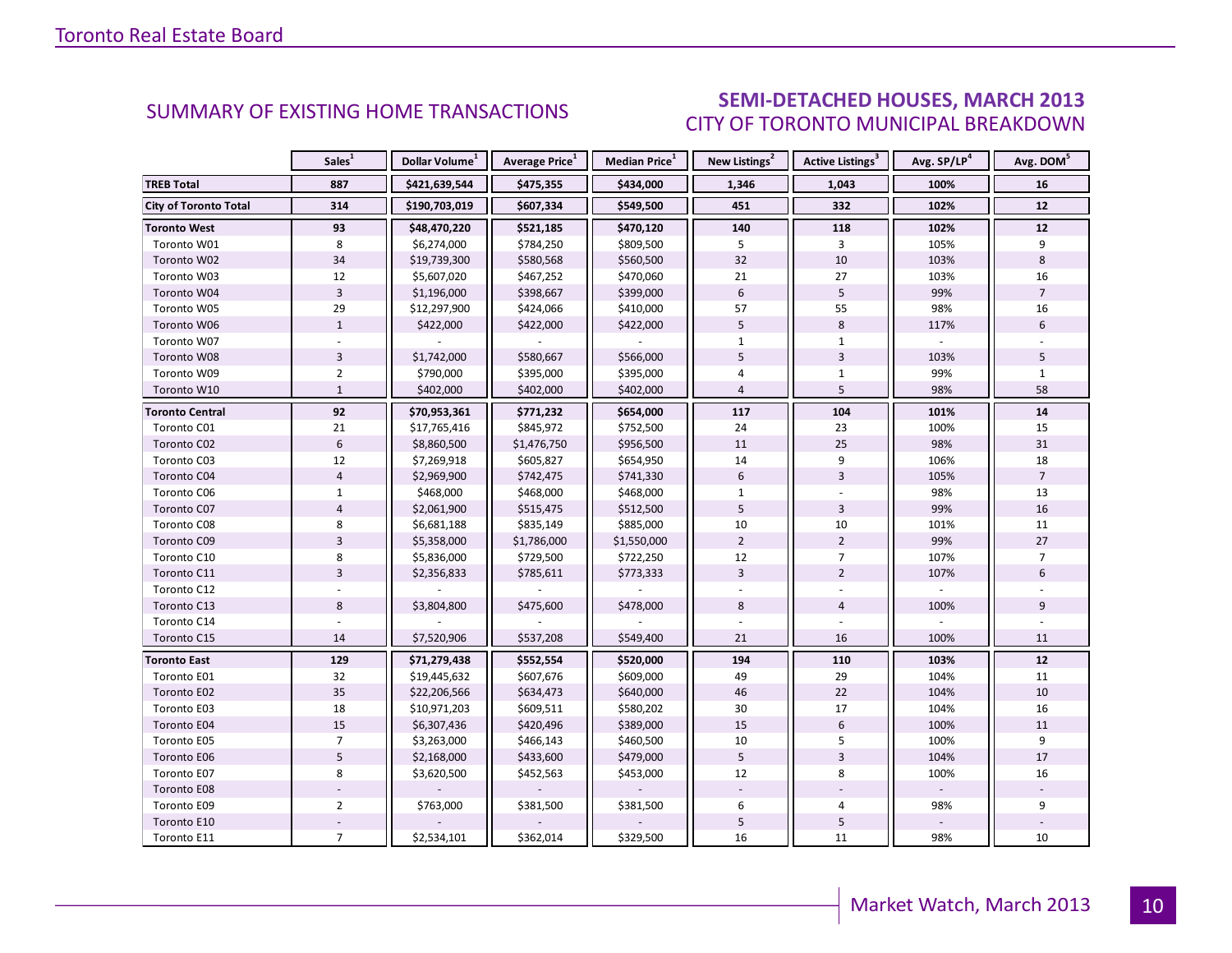## SUMMARY OF EXISTING HOME TRANSACTIONS

## SEMI-DETACHED HOUSES, MARCH 2013
### CITY OF TORONTO MUNICIPAL BREAKDOWN

| | Sales[1] | Dollar Volume[1] | Average Price[1] | Median Price[1] | New Listings[2] | Active Listings[3] | Avg. SP/LP[4] | Avg. DOM[5] |
|---|---|---|---|---|---|---|---|---|
| **TREB Total** | **887** | **$421,639,544** | **$475,355** | **$434,000** | **1,346** | **1,043** | **100%** | **16** |
| **City of Toronto Total** | **314** | **$190,703,019** | **$607,334** | **$549,500** | **451** | **332** | **102%** | **12** |
| **Toronto West** | **93** | **$48,470,220** | **$521,185** | **$470,120** | **140** | **118** | **102%** | **12** |
| Toronto W01 | 8 | $6,274,000 | $784,250 | $809,500 | 5 | 3 | 105% | 9 |
| Toronto W02 | 34 | $19,739,300 | $580,568 | $560,500 | 32 | 10 | 103% | 8 |
| Toronto W03 | 12 | $5,607,020 | $467,252 | $470,060 | 21 | 27 | 103% | 16 |
| Toronto W04 | 3 | $1,196,000 | $398,667 | $399,000 | 6 | 5 | 99% | 7 |
| Toronto W05 | 29 | $12,297,900 | $424,066 | $410,000 | 57 | 55 | 98% | 16 |
| Toronto W06 | 1 | $422,000 | $422,000 | $422,000 | 5 | 8 | 117% | 6 |
| Toronto W07 | - | - | - | - | 1 | 1 | - | - |
| Toronto W08 | 3 | $1,742,000 | $580,667 | $566,000 | 5 | 3 | 103% | 5 |
| Toronto W09 | 2 | $790,000 | $395,000 | $395,000 | 4 | 1 | 99% | 1 |
| Toronto W10 | 1 | $402,000 | $402,000 | $402,000 | 4 | 5 | 98% | 58 |
| **Toronto Central** | **92** | **$70,953,361** | **$771,232** | **$654,000** | **117** | **104** | **101%** | **14** |
| Toronto C01 | 21 | $17,765,416 | $845,972 | $752,500 | 24 | 23 | 100% | 15 |
| Toronto C02 | 6 | $8,860,500 | $1,476,750 | $956,500 | 11 | 25 | 98% | 31 |
| Toronto C03 | 12 | $7,269,918 | $605,827 | $654,950 | 14 | 9 | 106% | 18 |
| Toronto C04 | 4 | $2,969,900 | $742,475 | $741,330 | 6 | 3 | 105% | 7 |
| Toronto C06 | 1 | $468,000 | $468,000 | $468,000 | 1 | - | 98% | 13 |
| Toronto C07 | 4 | $2,061,900 | $515,475 | $512,500 | 5 | 3 | 99% | 16 |
| Toronto C08 | 8 | $6,681,188 | $835,149 | $885,000 | 10 | 10 | 101% | 11 |
| Toronto C09 | 3 | $5,358,000 | $1,786,000 | $1,550,000 | 2 | 2 | 99% | 27 |
| Toronto C10 | 8 | $5,836,000 | $729,500 | $722,250 | 12 | 7 | 107% | 7 |
| Toronto C11 | 3 | $2,356,833 | $785,611 | $773,333 | 3 | 2 | 107% | 6 |
| Toronto C12 | - | - | - | - | - | - | - | - |
| Toronto C13 | 8 | $3,804,800 | $475,600 | $478,000 | 8 | 4 | 100% | 9 |
| Toronto C14 | - | - | - | - | - | - | - | - |
| Toronto C15 | 14 | $7,520,906 | $537,208 | $549,400 | 21 | 16 | 100% | 11 |
| **Toronto East** | **129** | **$71,279,438** | **$552,554** | **$520,000** | **194** | **110** | **103%** | **12** |
| Toronto E01 | 32 | $19,445,632 | $607,676 | $609,000 | 49 | 29 | 104% | 11 |
| Toronto E02 | 35 | $22,206,566 | $634,473 | $640,000 | 46 | 22 | 104% | 10 |
| Toronto E03 | 18 | $10,971,203 | $609,511 | $580,202 | 30 | 17 | 104% | 16 |
| Toronto E04 | 15 | $6,307,436 | $420,496 | $389,000 | 15 | 6 | 100% | 11 |
| Toronto E05 | 7 | $3,263,000 | $466,143 | $460,500 | 10 | 5 | 100% | 9 |
| Toronto E06 | 5 | $2,168,000 | $433,600 | $479,000 | 5 | 3 | 104% | 17 |
| Toronto E07 | 8 | $3,620,500 | $452,563 | $453,000 | 12 | 8 | 100% | 16 |
| Toronto E08 | - | - | - | - | - | - | - | - |
| Toronto E09 | 2 | $763,000 | $381,500 | $381,500 | 6 | 4 | 98% | 9 |
| Toronto E10 | - | - | - | - | 5 | 5 | - | - |
| Toronto E11 | 7 | $2,534,101 | $362,014 | $329,500 | 16 | 11 | 98% | 10 |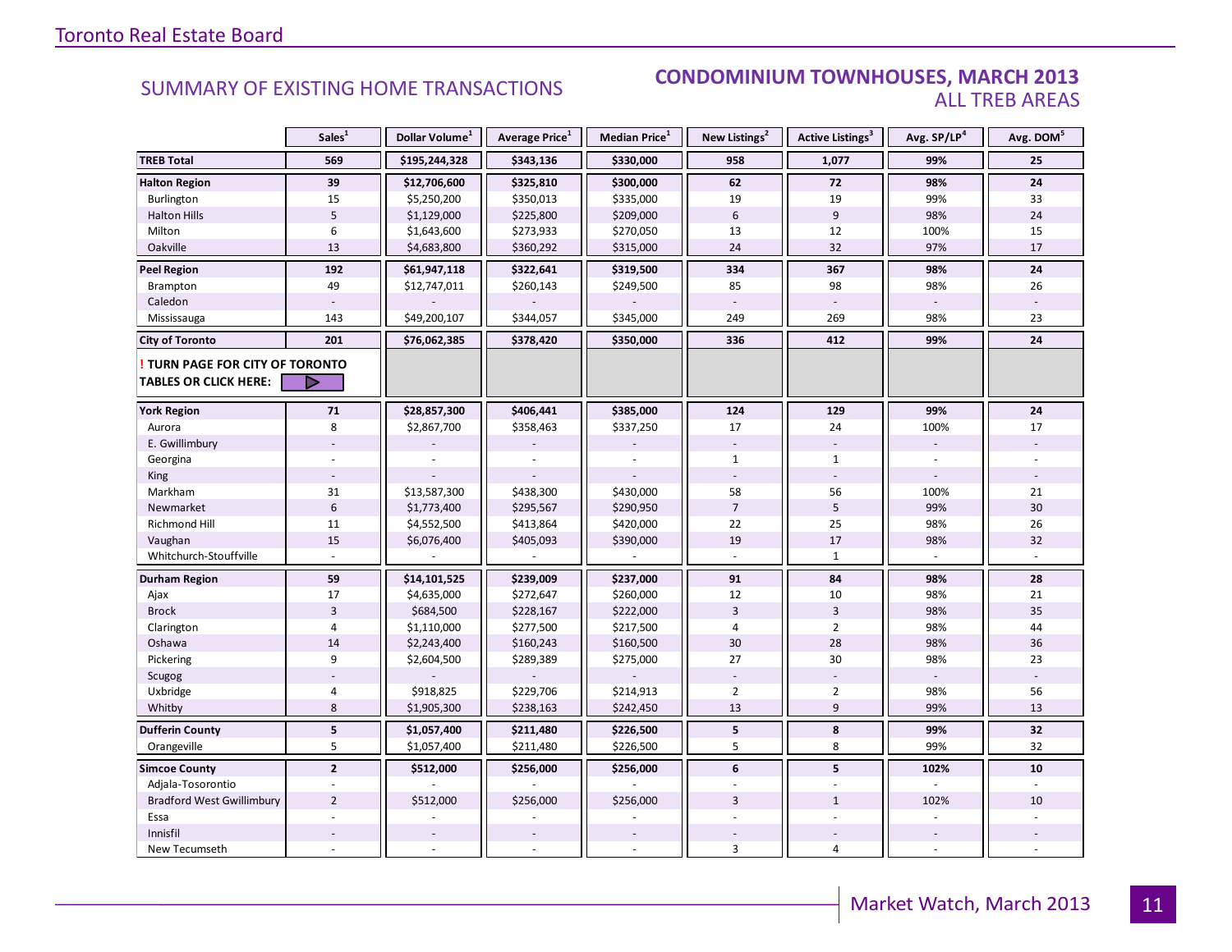## SUMMARY OF EXISTING HOME TRANSACTIONS

## CONDOMINIUM TOWNHOUSES, MARCH 2013
### ALL TREB AREAS

| | Sales[1] | Dollar Volume[1] | Average Price[1] | Median Price[1] | New Listings[2] | Active Listings[3] | Avg. SP/LP[4] | Avg. DOM[5] |
|---|---|---|---|---|---|---|---|---|
| **TREB Total** | **569** | **$195,244,328** | **$343,136** | **$330,000** | **958** | **1,077** | **99%** | **25** |
| **Halton Region** | **39** | **$12,706,600** | **$325,810** | **$300,000** | **62** | **72** | **98%** | **24** |
| Burlington | 15 | $5,250,200 | $350,013 | $335,000 | 19 | 19 | 99% | 33 |
| Halton Hills | 5 | $1,129,000 | $225,800 | $209,000 | 6 | 9 | 98% | 24 |
| Milton | 6 | $1,643,600 | $273,933 | $270,050 | 13 | 12 | 100% | 15 |
| Oakville | 13 | $4,683,800 | $360,292 | $315,000 | 24 | 32 | 97% | 17 |
| **Peel Region** | **192** | **$61,947,118** | **$322,641** | **$319,500** | **334** | **367** | **98%** | **24** |
| Brampton | 49 | $12,747,011 | $260,143 | $249,500 | 85 | 98 | 98% | 26 |
| Caledon | - | - | - | - | - | - | - | - |
| Mississauga | 143 | $49,200,107 | $344,057 | $345,000 | 249 | 269 | 98% | 23 |
| **City of Toronto** | **201** | **$76,062,385** | **$378,420** | **$350,000** | **336** | **412** | **99%** | **24** |
| **! TURN PAGE FOR CITY OF TORONTO TABLES OR CLICK HERE:** | | | | | | | | |
| **York Region** | **71** | **$28,857,300** | **$406,441** | **$385,000** | **124** | **129** | **99%** | **24** |
| Aurora | 8 | $2,867,700 | $358,463 | $337,250 | 17 | 24 | 100% | 17 |
| E. Gwillimbury | - | - | - | - | - | - | - | - |
| Georgina | - | - | - | - | 1 | 1 | - | - |
| King | - | - | - | - | - | - | - | - |
| Markham | 31 | $13,587,300 | $438,300 | $430,000 | 58 | 56 | 100% | 21 |
| Newmarket | 6 | $1,773,400 | $295,567 | $290,950 | 7 | 5 | 99% | 30 |
| Richmond Hill | 11 | $4,552,500 | $413,864 | $420,000 | 22 | 25 | 98% | 26 |
| Vaughan | 15 | $6,076,400 | $405,093 | $390,000 | 19 | 17 | 98% | 32 |
| Whitchurch-Stouffville | - | - | - | - | - | 1 | - | - |
| **Durham Region** | **59** | **$14,101,525** | **$239,009** | **$237,000** | **91** | **84** | **98%** | **28** |
| Ajax | 17 | $4,635,000 | $272,647 | $260,000 | 12 | 10 | 98% | 21 |
| Brock | 3 | $684,500 | $228,167 | $222,000 | 3 | 3 | 98% | 35 |
| Clarington | 4 | $1,110,000 | $277,500 | $217,500 | 4 | 2 | 98% | 44 |
| Oshawa | 14 | $2,243,400 | $160,243 | $160,500 | 30 | 28 | 98% | 36 |
| Pickering | 9 | $2,604,500 | $289,389 | $275,000 | 27 | 30 | 98% | 23 |
| Scugog | - | - | - | - | - | - | - | - |
| Uxbridge | 4 | $918,825 | $229,706 | $214,913 | 2 | 2 | 98% | 56 |
| Whitby | 8 | $1,905,300 | $238,163 | $242,450 | 13 | 9 | 99% | 13 |
| **Dufferin County** | **5** | **$1,057,400** | **$211,480** | **$226,500** | **5** | **8** | **99%** | **32** |
| Orangeville | 5 | $1,057,400 | $211,480 | $226,500 | 5 | 8 | 99% | 32 |
| **Simcoe County** | **2** | **$512,000** | **$256,000** | **$256,000** | **6** | **5** | **102%** | **10** |
| Adjala-Tosorontio | - | - | - | - | - | - | - | - |
| Bradford West Gwillimbury | 2 | $512,000 | $256,000 | $256,000 | 3 | 1 | 102% | 10 |
| Essa | - | - | - | - | - | - | - | - |
| Innisfil | - | - | - | - | - | - | - | - |
| New Tecumseth | - | - | - | - | 3 | 4 | - | - |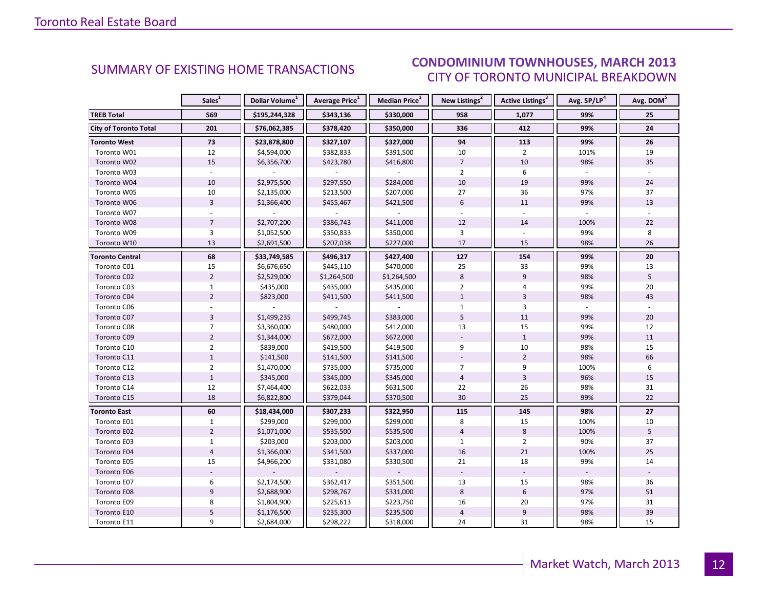## SUMMARY OF EXISTING HOME TRANSACTIONS

## CONDOMINIUM TOWNHOUSES, MARCH 2013
### CITY OF TORONTO MUNICIPAL BREAKDOWN

| | Sales[1] | Dollar Volume[1] | Average Price[1] | Median Price[1] | New Listings[2] | Active Listings[3] | Avg. SP/LP[4] | Avg. DOM[5] |
|---|---|---|---|---|---|---|---|---|
| **TREB Total** | **569** | **$195,244,328** | **$343,136** | **$330,000** | **958** | **1,077** | **99%** | **25** |
| **City of Toronto Total** | **201** | **$76,062,385** | **$378,420** | **$350,000** | **336** | **412** | **99%** | **24** |
| **Toronto West** | **73** | **$23,878,800** | **$327,107** | **$327,000** | **94** | **113** | **99%** | **26** |
| Toronto W01 | 12 | $4,594,000 | $382,833 | $391,500 | 10 | 2 | 101% | 19 |
| Toronto W02 | 15 | $6,356,700 | $423,780 | $416,800 | 7 | 10 | 98% | 35 |
| Toronto W03 | - | - | - | - | 2 | 6 | - | - |
| Toronto W04 | 10 | $2,975,500 | $297,550 | $284,000 | 10 | 19 | 99% | 24 |
| Toronto W05 | 10 | $2,135,000 | $213,500 | $207,000 | 27 | 36 | 97% | 37 |
| Toronto W06 | 3 | $1,366,400 | $455,467 | $421,500 | 6 | 11 | 99% | 13 |
| Toronto W07 | - | - | - | - | - | - | - | - |
| Toronto W08 | 7 | $2,707,200 | $386,743 | $411,000 | 12 | 14 | 100% | 22 |
| Toronto W09 | 3 | $1,052,500 | $350,833 | $350,000 | 3 | - | 99% | 8 |
| Toronto W10 | 13 | $2,691,500 | $207,038 | $227,000 | 17 | 15 | 98% | 26 |
| **Toronto Central** | **68** | **$33,749,585** | **$496,317** | **$427,400** | **127** | **154** | **99%** | **20** |
| Toronto C01 | 15 | $6,676,650 | $445,110 | $470,000 | 25 | 33 | 99% | 13 |
| Toronto C02 | 2 | $2,529,000 | $1,264,500 | $1,264,500 | 8 | 9 | 98% | 5 |
| Toronto C03 | 1 | $435,000 | $435,000 | $435,000 | 2 | 4 | 99% | 20 |
| Toronto C04 | 2 | $823,000 | $411,500 | $411,500 | 1 | 3 | 98% | 43 |
| Toronto C06 | - | - | - | - | 1 | 3 | - | - |
| Toronto C07 | 3 | $1,499,235 | $499,745 | $383,000 | 5 | 11 | 99% | 20 |
| Toronto C08 | 7 | $3,360,000 | $480,000 | $412,000 | 13 | 15 | 99% | 12 |
| Toronto C09 | 2 | $1,344,000 | $672,000 | $672,000 | - | 1 | 99% | 11 |
| Toronto C10 | 2 | $839,000 | $419,500 | $419,500 | 9 | 10 | 98% | 15 |
| Toronto C11 | 1 | $141,500 | $141,500 | $141,500 | - | 2 | 98% | 66 |
| Toronto C12 | 2 | $1,470,000 | $735,000 | $735,000 | 7 | 9 | 100% | 6 |
| Toronto C13 | 1 | $345,000 | $345,000 | $345,000 | 4 | 3 | 96% | 15 |
| Toronto C14 | 12 | $7,464,400 | $622,033 | $631,500 | 22 | 26 | 98% | 31 |
| Toronto C15 | 18 | $6,822,800 | $379,044 | $370,500 | 30 | 25 | 99% | 22 |
| **Toronto East** | **60** | **$18,434,000** | **$307,233** | **$322,950** | **115** | **145** | **98%** | **27** |
| Toronto E01 | 1 | $299,000 | $299,000 | $299,000 | 8 | 15 | 100% | 10 |
| Toronto E02 | 2 | $1,071,000 | $535,500 | $535,500 | 4 | 8 | 100% | 5 |
| Toronto E03 | 1 | $203,000 | $203,000 | $203,000 | 1 | 2 | 90% | 37 |
| Toronto E04 | 4 | $1,366,000 | $341,500 | $337,000 | 16 | 21 | 100% | 25 |
| Toronto E05 | 15 | $4,966,200 | $331,080 | $330,500 | 21 | 18 | 99% | 14 |
| Toronto E06 | - | - | - | - | - | - | - | - |
| Toronto E07 | 6 | $2,174,500 | $362,417 | $351,500 | 13 | 15 | 98% | 36 |
| Toronto E08 | 9 | $2,688,900 | $298,767 | $331,000 | 8 | 6 | 97% | 51 |
| Toronto E09 | 8 | $1,804,900 | $225,613 | $223,750 | 16 | 20 | 97% | 31 |
| Toronto E10 | 5 | $1,176,500 | $235,300 | $235,500 | 4 | 9 | 98% | 39 |
| Toronto E11 | 9 | $2,684,000 | $298,222 | $318,000 | 24 | 31 | 98% | 15 |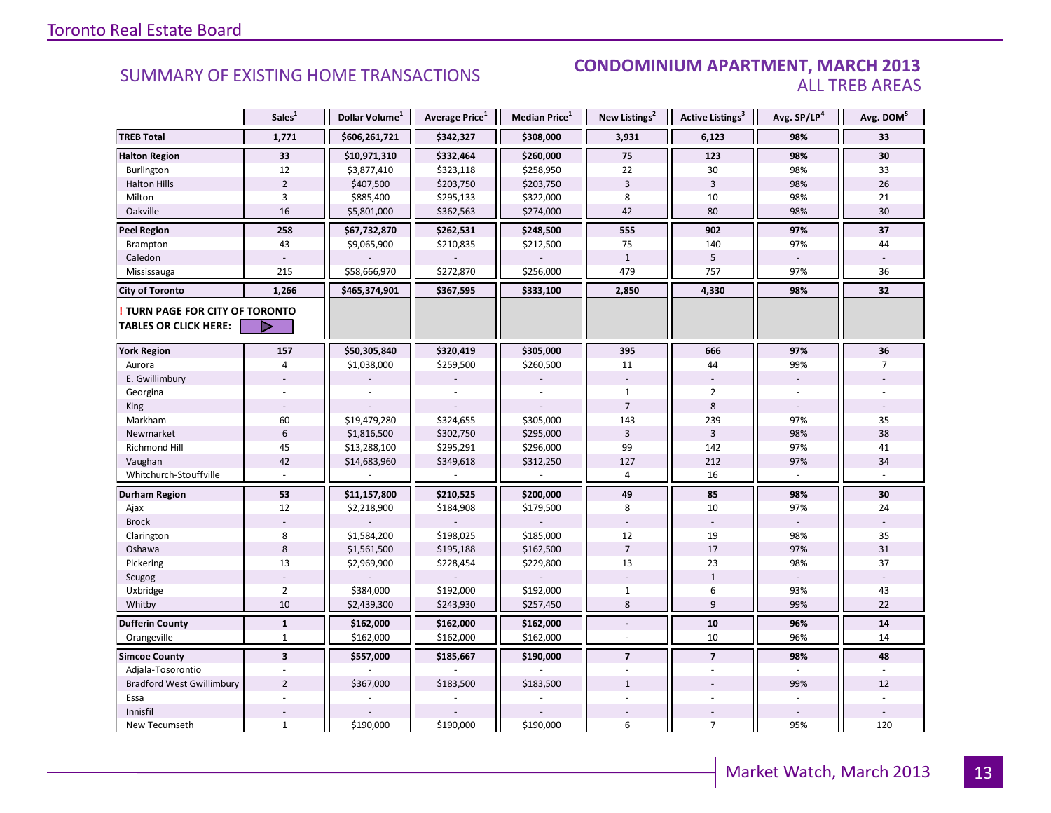## SUMMARY OF EXISTING HOME TRANSACTIONS

## CONDOMINIUM APARTMENT, MARCH 2013
### ALL TREB AREAS

| | Sales[1] | Dollar Volume[1] | Average Price[1] | Median Price[1] | New Listings[2] | Active Listings[3] | Avg. SP/LP[4] | Avg. DOM[5] |
|---|---|---|---|---|---|---|---|---|
| **TREB Total** | **1,771** | **$606,261,721** | **$342,327** | **$308,000** | **3,931** | **6,123** | **98%** | **33** |
| **Halton Region** | **33** | **$10,971,310** | **$332,464** | **$260,000** | **75** | **123** | **98%** | **30** |
| Burlington | 12 | $3,877,410 | $323,118 | $258,950 | 22 | 30 | 98% | 33 |
| Halton Hills | 2 | $407,500 | $203,750 | $203,750 | 3 | 3 | 98% | 26 |
| Milton | 3 | $885,400 | $295,133 | $322,000 | 8 | 10 | 98% | 21 |
| Oakville | 16 | $5,801,000 | $362,563 | $274,000 | 42 | 80 | 98% | 30 |
| **Peel Region** | **258** | **$67,732,870** | **$262,531** | **$248,500** | **555** | **902** | **97%** | **37** |
| Brampton | 43 | $9,065,900 | $210,835 | $212,500 | 75 | 140 | 97% | 44 |
| Caledon | - | - | - | - | 1 | 5 | - | - |
| Mississauga | 215 | $58,666,970 | $272,870 | $256,000 | 479 | 757 | 97% | 36 |
| **City of Toronto** | **1,266** | **$465,374,901** | **$367,595** | **$333,100** | **2,850** | **4,330** | **98%** | **32** |
| **! TURN PAGE FOR CITY OF TORONTO TABLES OR CLICK HERE:** | | | | | | | | |
| **York Region** | **157** | **$50,305,840** | **$320,419** | **$305,000** | **395** | **666** | **97%** | **36** |
| Aurora | 4 | $1,038,000 | $259,500 | $260,500 | 11 | 44 | 99% | 7 |
| E. Gwillimbury | - | - | - | - | - | - | - | - |
| Georgina | - | - | - | - | 1 | 2 | - | - |
| King | - | - | - | - | 7 | 8 | - | - |
| Markham | 60 | $19,479,280 | $324,655 | $305,000 | 143 | 239 | 97% | 35 |
| Newmarket | 6 | $1,816,500 | $302,750 | $295,000 | 3 | 3 | 98% | 38 |
| Richmond Hill | 45 | $13,288,100 | $295,291 | $296,000 | 99 | 142 | 97% | 41 |
| Vaughan | 42 | $14,683,960 | $349,618 | $312,250 | 127 | 212 | 97% | 34 |
| Whitchurch-Stouffville | - | - | - | - | 4 | 16 | - | - |
| **Durham Region** | **53** | **$11,157,800** | **$210,525** | **$200,000** | **49** | **85** | **98%** | **30** |
| Ajax | 12 | $2,218,900 | $184,908 | $179,500 | 8 | 10 | 97% | 24 |
| Brock | - | - | - | - | - | - | - | - |
| Clarington | 8 | $1,584,200 | $198,025 | $185,000 | 12 | 19 | 98% | 35 |
| Oshawa | 8 | $1,561,500 | $195,188 | $162,500 | 7 | 17 | 97% | 31 |
| Pickering | 13 | $2,969,900 | $228,454 | $229,800 | 13 | 23 | 98% | 37 |
| Scugog | - | - | - | - | - | 1 | - | - |
| Uxbridge | 2 | $384,000 | $192,000 | $192,000 | 1 | 6 | 93% | 43 |
| Whitby | 10 | $2,439,300 | $243,930 | $257,450 | 8 | 9 | 99% | 22 |
| **Dufferin County** | **1** | **$162,000** | **$162,000** | **$162,000** | **-** | **10** | **96%** | **14** |
| Orangeville | 1 | $162,000 | $162,000 | $162,000 | - | 10 | 96% | 14 |
| **Simcoe County** | **3** | **$557,000** | **$185,667** | **$190,000** | **7** | **7** | **98%** | **48** |
| Adjala-Tosorontio | - | - | - | - | - | - | - | - |
| Bradford West Gwillimbury | 2 | $367,000 | $183,500 | $183,500 | 1 | - | 99% | 12 |
| Essa | - | - | - | - | - | - | - | - |
| Innisfil | - | - | - | - | - | - | - | - |
| New Tecumseth | 1 | $190,000 | $190,000 | $190,000 | 6 | 7 | 95% | 120 |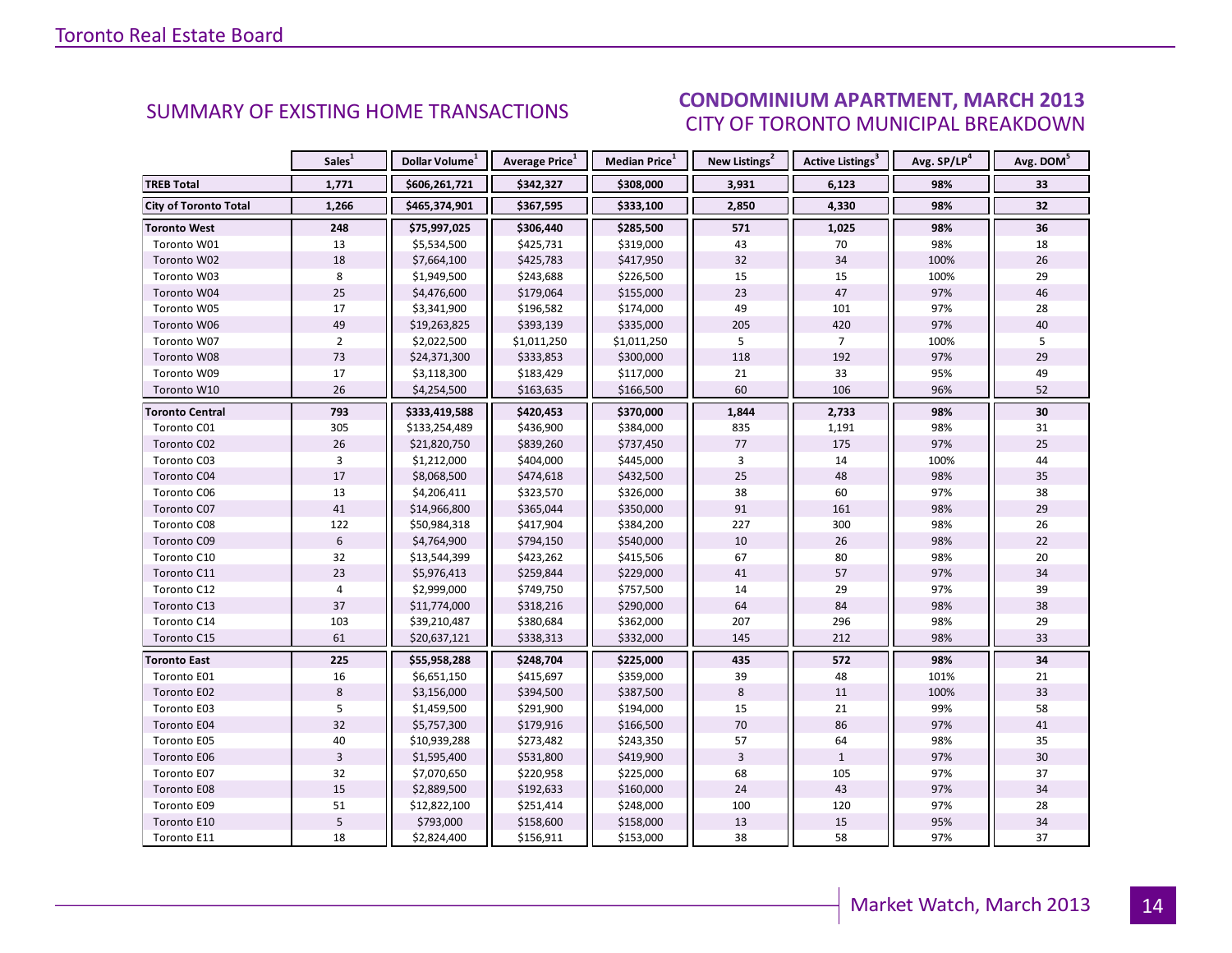## SUMMARY OF EXISTING HOME TRANSACTIONS

### CONDOMINIUM APARTMENT, MARCH 2013
### CITY OF TORONTO MUNICIPAL BREAKDOWN

| | Sales[1] | Dollar Volume[1] | Average Price[1] | Median Price[1] | New Listings[2] | Active Listings[3] | Avg. SP/LP[4] | Avg. DOM[5] |
|---|---|---|---|---|---|---|---|---|
| **TREB Total** | **1,771** | **$606,261,721** | **$342,327** | **$308,000** | **3,931** | **6,123** | **98%** | **33** |
| **City of Toronto Total** | **1,266** | **$465,374,901** | **$367,595** | **$333,100** | **2,850** | **4,330** | **98%** | **32** |
| **Toronto West** | **248** | **$75,997,025** | **$306,440** | **$285,500** | **571** | **1,025** | **98%** | **36** |
| Toronto W01 | 13 | $5,534,500 | $425,731 | $319,000 | 43 | 70 | 98% | 18 |
| Toronto W02 | 18 | $7,664,100 | $425,783 | $417,950 | 32 | 34 | 100% | 26 |
| Toronto W03 | 8 | $1,949,500 | $243,688 | $226,500 | 15 | 15 | 100% | 29 |
| Toronto W04 | 25 | $4,476,600 | $179,064 | $155,000 | 23 | 47 | 97% | 46 |
| Toronto W05 | 17 | $3,341,900 | $196,582 | $174,000 | 49 | 101 | 97% | 28 |
| Toronto W06 | 49 | $19,263,825 | $393,139 | $335,000 | 205 | 420 | 97% | 40 |
| Toronto W07 | 2 | $2,022,500 | $1,011,250 | $1,011,250 | 5 | 7 | 100% | 5 |
| Toronto W08 | 73 | $24,371,300 | $333,853 | $300,000 | 118 | 192 | 97% | 29 |
| Toronto W09 | 17 | $3,118,300 | $183,429 | $117,000 | 21 | 33 | 95% | 49 |
| Toronto W10 | 26 | $4,254,500 | $163,635 | $166,500 | 60 | 106 | 96% | 52 |
| **Toronto Central** | **793** | **$333,419,588** | **$420,453** | **$370,000** | **1,844** | **2,733** | **98%** | **30** |
| Toronto C01 | 305 | $133,254,489 | $436,900 | $384,000 | 835 | 1,191 | 98% | 31 |
| Toronto C02 | 26 | $21,820,750 | $839,260 | $737,450 | 77 | 175 | 97% | 25 |
| Toronto C03 | 3 | $1,212,000 | $404,000 | $445,000 | 3 | 14 | 100% | 44 |
| Toronto C04 | 17 | $8,068,500 | $474,618 | $432,500 | 25 | 48 | 98% | 35 |
| Toronto C06 | 13 | $4,206,411 | $323,570 | $326,000 | 38 | 60 | 97% | 38 |
| Toronto C07 | 41 | $14,966,800 | $365,044 | $350,000 | 91 | 161 | 98% | 29 |
| Toronto C08 | 122 | $50,984,318 | $417,904 | $384,200 | 227 | 300 | 98% | 26 |
| Toronto C09 | 6 | $4,764,900 | $794,150 | $540,000 | 10 | 26 | 98% | 22 |
| Toronto C10 | 32 | $13,544,399 | $423,262 | $415,506 | 67 | 80 | 98% | 20 |
| Toronto C11 | 23 | $5,976,413 | $259,844 | $229,000 | 41 | 57 | 97% | 34 |
| Toronto C12 | 4 | $2,999,000 | $749,750 | $757,500 | 14 | 29 | 97% | 39 |
| Toronto C13 | 37 | $11,774,000 | $318,216 | $290,000 | 64 | 84 | 98% | 38 |
| Toronto C14 | 103 | $39,210,487 | $380,684 | $362,000 | 207 | 296 | 98% | 29 |
| Toronto C15 | 61 | $20,637,121 | $338,313 | $332,000 | 145 | 212 | 98% | 33 |
| **Toronto East** | **225** | **$55,958,288** | **$248,704** | **$225,000** | **435** | **572** | **98%** | **34** |
| Toronto E01 | 16 | $6,651,150 | $415,697 | $359,000 | 39 | 48 | 101% | 21 |
| Toronto E02 | 8 | $3,156,000 | $394,500 | $387,500 | 8 | 11 | 100% | 33 |
| Toronto E03 | 5 | $1,459,500 | $291,900 | $194,000 | 15 | 21 | 99% | 58 |
| Toronto E04 | 32 | $5,757,300 | $179,916 | $166,500 | 70 | 86 | 97% | 41 |
| Toronto E05 | 40 | $10,939,288 | $273,482 | $243,350 | 57 | 64 | 98% | 35 |
| Toronto E06 | 3 | $1,595,400 | $531,800 | $419,900 | 3 | 1 | 97% | 30 |
| Toronto E07 | 32 | $7,070,650 | $220,958 | $225,000 | 68 | 105 | 97% | 37 |
| Toronto E08 | 15 | $2,889,500 | $192,633 | $160,000 | 24 | 43 | 97% | 34 |
| Toronto E09 | 51 | $12,822,100 | $251,414 | $248,000 | 100 | 120 | 97% | 28 |
| Toronto E10 | 5 | $793,000 | $158,600 | $158,000 | 13 | 15 | 95% | 34 |
| Toronto E11 | 18 | $2,824,400 | $156,911 | $153,000 | 38 | 58 | 97% | 37 |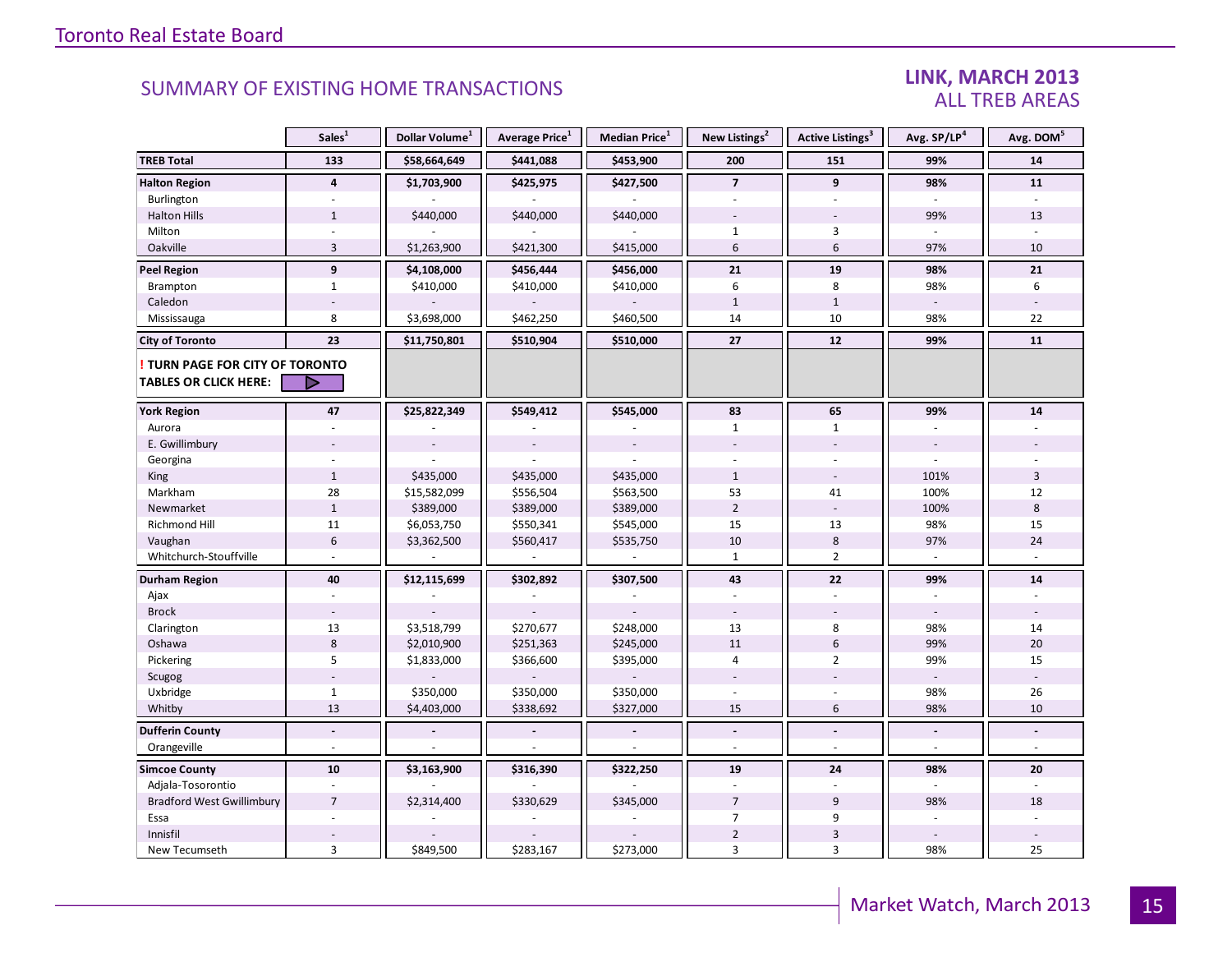## SUMMARY OF EXISTING HOME TRANSACTIONS

## LINK, MARCH 2013
## ALL TREB AREAS

| | Sales[1] | Dollar Volume[1] | Average Price[1] | Median Price[1] | New Listings[2] | Active Listings[3] | Avg. SP/LP[4] | Avg. DOM[5] |
|---|---|---|---|---|---|---|---|---|
| **TREB Total** | **133** | **$58,664,649** | **$441,088** | **$453,900** | **200** | **151** | **99%** | **14** |
| **Halton Region** | **4** | **$1,703,900** | **$425,975** | **$427,500** | **7** | **9** | **98%** | **11** |
| Burlington | - | - | - | - | - | - | - | - |
| Halton Hills | 1 | $440,000 | $440,000 | $440,000 | - | - | 99% | 13 |
| Milton | - | - | - | - | 1 | 3 | - | - |
| Oakville | 3 | $1,263,900 | $421,300 | $415,000 | 6 | 6 | 97% | 10 |
| **Peel Region** | **9** | **$4,108,000** | **$456,444** | **$456,000** | **21** | **19** | **98%** | **21** |
| Brampton | 1 | $410,000 | $410,000 | $410,000 | 6 | 8 | 98% | 6 |
| Caledon | - | - | - | - | 1 | 1 | - | - |
| Mississauga | 8 | $3,698,000 | $462,250 | $460,500 | 14 | 10 | 98% | 22 |
| **City of Toronto** | **23** | **$11,750,801** | **$510,904** | **$510,000** | **27** | **12** | **99%** | **11** |
| **! TURN PAGE FOR CITY OF TORONTO TABLES OR CLICK HERE:** | | | | | | | | |
| **York Region** | **47** | **$25,822,349** | **$549,412** | **$545,000** | **83** | **65** | **99%** | **14** |
| Aurora | - | - | - | - | 1 | 1 | - | - |
| E. Gwillimbury | - | - | - | - | - | - | - | - |
| Georgina | - | - | - | - | - | - | - | - |
| King | 1 | $435,000 | $435,000 | $435,000 | 1 | - | 101% | 3 |
| Markham | 28 | $15,582,099 | $556,504 | $563,500 | 53 | 41 | 100% | 12 |
| Newmarket | 1 | $389,000 | $389,000 | $389,000 | 2 | - | 100% | 8 |
| Richmond Hill | 11 | $6,053,750 | $550,341 | $545,000 | 15 | 13 | 98% | 15 |
| Vaughan | 6 | $3,362,500 | $560,417 | $535,750 | 10 | 8 | 97% | 24 |
| Whitchurch-Stouffville | - | - | - | - | 1 | 2 | - | - |
| **Durham Region** | **40** | **$12,115,699** | **$302,892** | **$307,500** | **43** | **22** | **99%** | **14** |
| Ajax | - | - | - | - | - | - | - | - |
| Brock | - | - | - | - | - | - | - | - |
| Clarington | 13 | $3,518,799 | $270,677 | $248,000 | 13 | 8 | 98% | 14 |
| Oshawa | 8 | $2,010,900 | $251,363 | $245,000 | 11 | 6 | 99% | 20 |
| Pickering | 5 | $1,833,000 | $366,600 | $395,000 | 4 | 2 | 99% | 15 |
| Scugog | - | - | - | - | - | - | - | - |
| Uxbridge | 1 | $350,000 | $350,000 | $350,000 | - | - | 98% | 26 |
| Whitby | 13 | $4,403,000 | $338,692 | $327,000 | 15 | 6 | 98% | 10 |
| **Dufferin County** | **-** | **-** | **-** | **-** | **-** | **-** | **-** | **-** |
| Orangeville | - | - | - | - | - | - | - | - |
| **Simcoe County** | **10** | **$3,163,900** | **$316,390** | **$322,250** | **19** | **24** | **98%** | **20** |
| Adjala-Tosorontio | - | - | - | - | - | - | - | - |
| Bradford West Gwillimbury | 7 | $2,314,400 | $330,629 | $345,000 | 7 | 9 | 98% | 18 |
| Essa | - | - | - | - | 7 | 9 | - | - |
| Innisfil | - | - | - | - | 2 | 3 | - | - |
| New Tecumseth | 3 | $849,500 | $283,167 | $273,000 | 3 | 3 | 98% | 25 |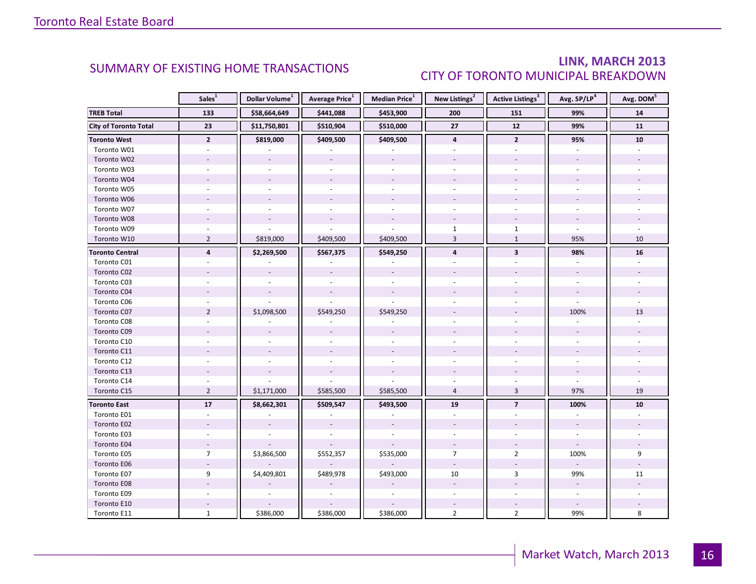## SUMMARY OF EXISTING HOME TRANSACTIONS

## LINK, MARCH 2013
### CITY OF TORONTO MUNICIPAL BREAKDOWN

| | Sales[1] | Dollar Volume[1] | Average Price[1] | Median Price[1] | New Listings[2] | Active Listings[3] | Avg. SP/LP[4] | Avg. DOM[5] |
|---|---|---|---|---|---|---|---|---|
| **TREB Total** | **133** | **$58,664,649** | **$441,088** | **$453,900** | **200** | **151** | **99%** | **14** |
| **City of Toronto Total** | **23** | **$11,750,801** | **$510,904** | **$510,000** | **27** | **12** | **99%** | **11** |
| **Toronto West** | **2** | **$819,000** | **$409,500** | **$409,500** | **4** | **2** | **95%** | **10** |
| Toronto W01 | - | - | - | - | - | - | - | - |
| Toronto W02 | - | - | - | - | - | - | - | - |
| Toronto W03 | - | - | - | - | - | - | - | - |
| Toronto W04 | - | - | - | - | - | - | - | - |
| Toronto W05 | - | - | - | - | - | - | - | - |
| Toronto W06 | - | - | - | - | - | - | - | - |
| Toronto W07 | - | - | - | - | - | - | - | - |
| Toronto W08 | - | - | - | - | - | - | - | - |
| Toronto W09 | - | - | - | - | 1 | 1 | - | - |
| Toronto W10 | 2 | $819,000 | $409,500 | $409,500 | 3 | 1 | 95% | 10 |
| **Toronto Central** | **4** | **$2,269,500** | **$567,375** | **$549,250** | **4** | **3** | **98%** | **16** |
| Toronto C01 | - | - | - | - | - | - | - | - |
| Toronto C02 | - | - | - | - | - | - | - | - |
| Toronto C03 | - | - | - | - | - | - | - | - |
| Toronto C04 | - | - | - | - | - | - | - | - |
| Toronto C06 | - | - | - | - | - | - | - | - |
| Toronto C07 | 2 | $1,098,500 | $549,250 | $549,250 | - | - | 100% | 13 |
| Toronto C08 | - | - | - | - | - | - | - | - |
| Toronto C09 | - | - | - | - | - | - | - | - |
| Toronto C10 | - | - | - | - | - | - | - | - |
| Toronto C11 | - | - | - | - | - | - | - | - |
| Toronto C12 | - | - | - | - | - | - | - | - |
| Toronto C13 | - | - | - | - | - | - | - | - |
| Toronto C14 | - | - | - | - | - | - | - | - |
| Toronto C15 | 2 | $1,171,000 | $585,500 | $585,500 | 4 | 3 | 97% | 19 |
| **Toronto East** | **17** | **$8,662,301** | **$509,547** | **$493,500** | **19** | **7** | **100%** | **10** |
| Toronto E01 | - | - | - | - | - | - | - | - |
| Toronto E02 | - | - | - | - | - | - | - | - |
| Toronto E03 | - | - | - | - | - | - | - | - |
| Toronto E04 | - | - | - | - | - | - | - | - |
| Toronto E05 | 7 | $3,866,500 | $552,357 | $535,000 | 7 | 2 | 100% | 9 |
| Toronto E06 | - | - | - | - | - | - | - | - |
| Toronto E07 | 9 | $4,409,801 | $489,978 | $493,000 | 10 | 3 | 99% | 11 |
| Toronto E08 | - | - | - | - | - | - | - | - |
| Toronto E09 | - | - | - | - | - | - | - | - |
| Toronto E10 | - | - | - | - | - | - | - | - |
| Toronto E11 | 1 | $386,000 | $386,000 | $386,000 | 2 | 2 | 99% | 8 |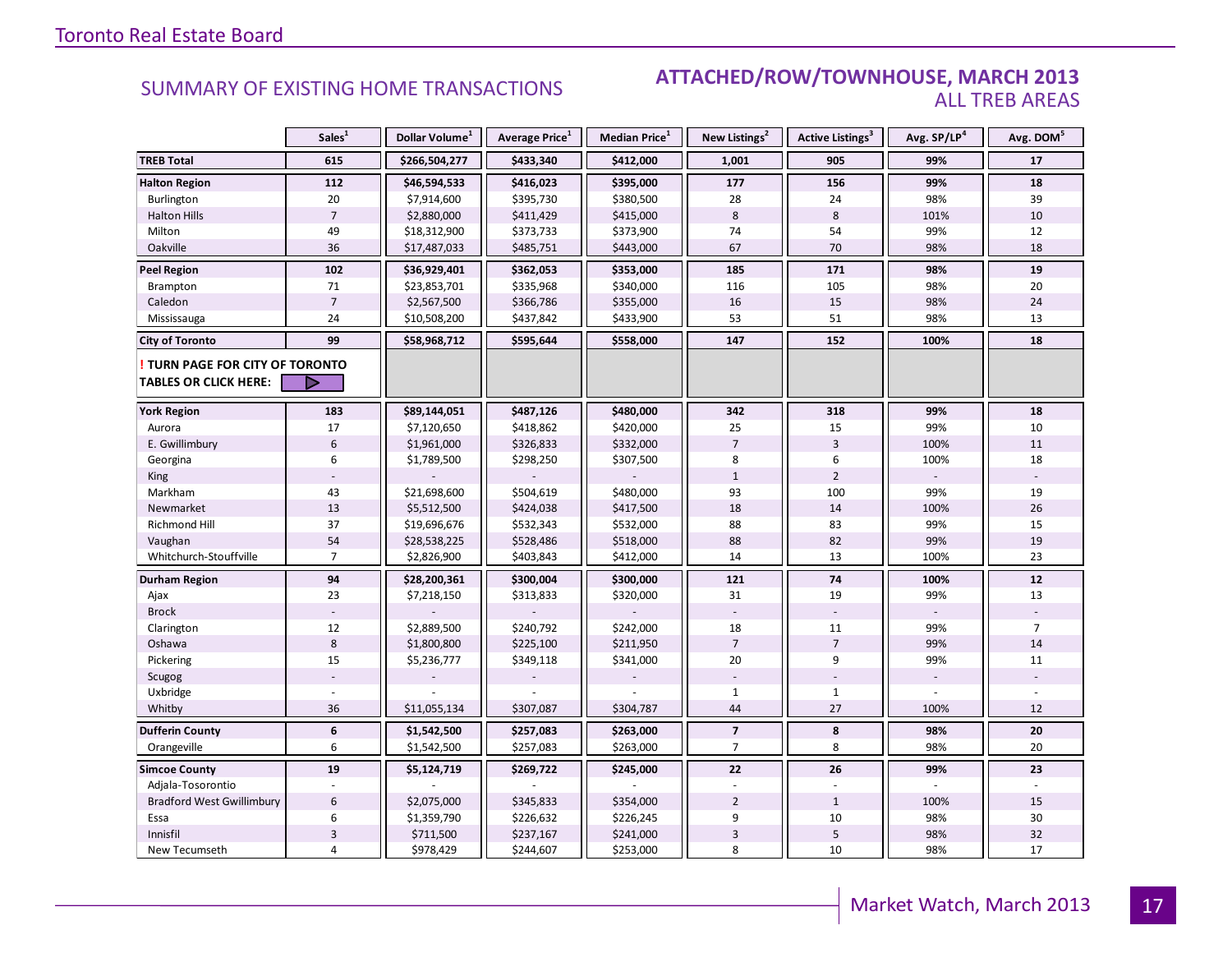Toronto Real Estate Board

## SUMMARY OF EXISTING HOME TRANSACTIONS

## ATTACHED/ROW/TOWNHOUSE, MARCH 2013
### ALL TREB AREAS

| | Sales[1] | Dollar Volume[1] | Average Price[1] | Median Price[1] | New Listings[2] | Active Listings[3] | Avg. SP/LP[4] | Avg. DOM[5] |
|---|---|---|---|---|---|---|---|---|
| **TREB Total** | **615** | **$266,504,277** | **$433,340** | **$412,000** | **1,001** | **905** | **99%** | **17** |
| **Halton Region** | **112** | **$46,594,533** | **$416,023** | **$395,000** | **177** | **156** | **99%** | **18** |
| Burlington | 20 | $7,914,600 | $395,730 | $380,500 | 28 | 24 | 98% | 39 |
| Halton Hills | 7 | $2,880,000 | $411,429 | $415,000 | 8 | 8 | 101% | 10 |
| Milton | 49 | $18,312,900 | $373,733 | $373,900 | 74 | 54 | 99% | 12 |
| Oakville | 36 | $17,487,033 | $485,751 | $443,000 | 67 | 70 | 98% | 18 |
| **Peel Region** | **102** | **$36,929,401** | **$362,053** | **$353,000** | **185** | **171** | **98%** | **19** |
| Brampton | 71 | $23,853,701 | $335,968 | $340,000 | 116 | 105 | 98% | 20 |
| Caledon | 7 | $2,567,500 | $366,786 | $355,000 | 16 | 15 | 98% | 24 |
| Mississauga | 24 | $10,508,200 | $437,842 | $433,900 | 53 | 51 | 98% | 13 |
| **City of Toronto** | **99** | **$58,968,712** | **$595,644** | **$558,000** | **147** | **152** | **100%** | **18** |
| **! TURN PAGE FOR CITY OF TORONTO TABLES OR CLICK HERE:** | | | | | | | | |
| **York Region** | **183** | **$89,144,051** | **$487,126** | **$480,000** | **342** | **318** | **99%** | **18** |
| Aurora | 17 | $7,120,650 | $418,862 | $420,000 | 25 | 15 | 99% | 10 |
| E. Gwillimbury | 6 | $1,961,000 | $326,833 | $332,000 | 7 | 3 | 100% | 11 |
| Georgina | 6 | $1,789,500 | $298,250 | $307,500 | 8 | 6 | 100% | 18 |
| King | - | - | - | - | 1 | 2 | - | - |
| Markham | 43 | $21,698,600 | $504,619 | $480,000 | 93 | 100 | 99% | 19 |
| Newmarket | 13 | $5,512,500 | $424,038 | $417,500 | 18 | 14 | 100% | 26 |
| Richmond Hill | 37 | $19,696,676 | $532,343 | $532,000 | 88 | 83 | 99% | 15 |
| Vaughan | 54 | $28,538,225 | $528,486 | $518,000 | 88 | 82 | 99% | 19 |
| Whitchurch-Stouffville | 7 | $2,826,900 | $403,843 | $412,000 | 14 | 13 | 100% | 23 |
| **Durham Region** | **94** | **$28,200,361** | **$300,004** | **$300,000** | **121** | **74** | **100%** | **12** |
| Ajax | 23 | $7,218,150 | $313,833 | $320,000 | 31 | 19 | 99% | 13 |
| Brock | - | - | - | - | - | - | - | - |
| Clarington | 12 | $2,889,500 | $240,792 | $242,000 | 18 | 11 | 99% | 7 |
| Oshawa | 8 | $1,800,800 | $225,100 | $211,950 | 7 | 7 | 99% | 14 |
| Pickering | 15 | $5,236,777 | $349,118 | $341,000 | 20 | 9 | 99% | 11 |
| Scugog | - | - | - | - | - | - | - | - |
| Uxbridge | - | - | - | - | 1 | 1 | - | - |
| Whitby | 36 | $11,055,134 | $307,087 | $304,787 | 44 | 27 | 100% | 12 |
| **Dufferin County** | **6** | **$1,542,500** | **$257,083** | **$263,000** | **7** | **8** | **98%** | **20** |
| Orangeville | 6 | $1,542,500 | $257,083 | $263,000 | 7 | 8 | 98% | 20 |
| **Simcoe County** | **19** | **$5,124,719** | **$269,722** | **$245,000** | **22** | **26** | **99%** | **23** |
| Adjala-Tosorontio | - | - | - | - | - | - | - | - |
| Bradford West Gwillimbury | 6 | $2,075,000 | $345,833 | $354,000 | 2 | 1 | 100% | 15 |
| Essa | 6 | $1,359,790 | $226,632 | $226,245 | 9 | 10 | 98% | 30 |
| Innisfil | 3 | $711,500 | $237,167 | $241,000 | 3 | 5 | 98% | 32 |
| New Tecumseth | 4 | $978,429 | $244,607 | $253,000 | 8 | 10 | 98% | 17 |

Market Watch, March 2013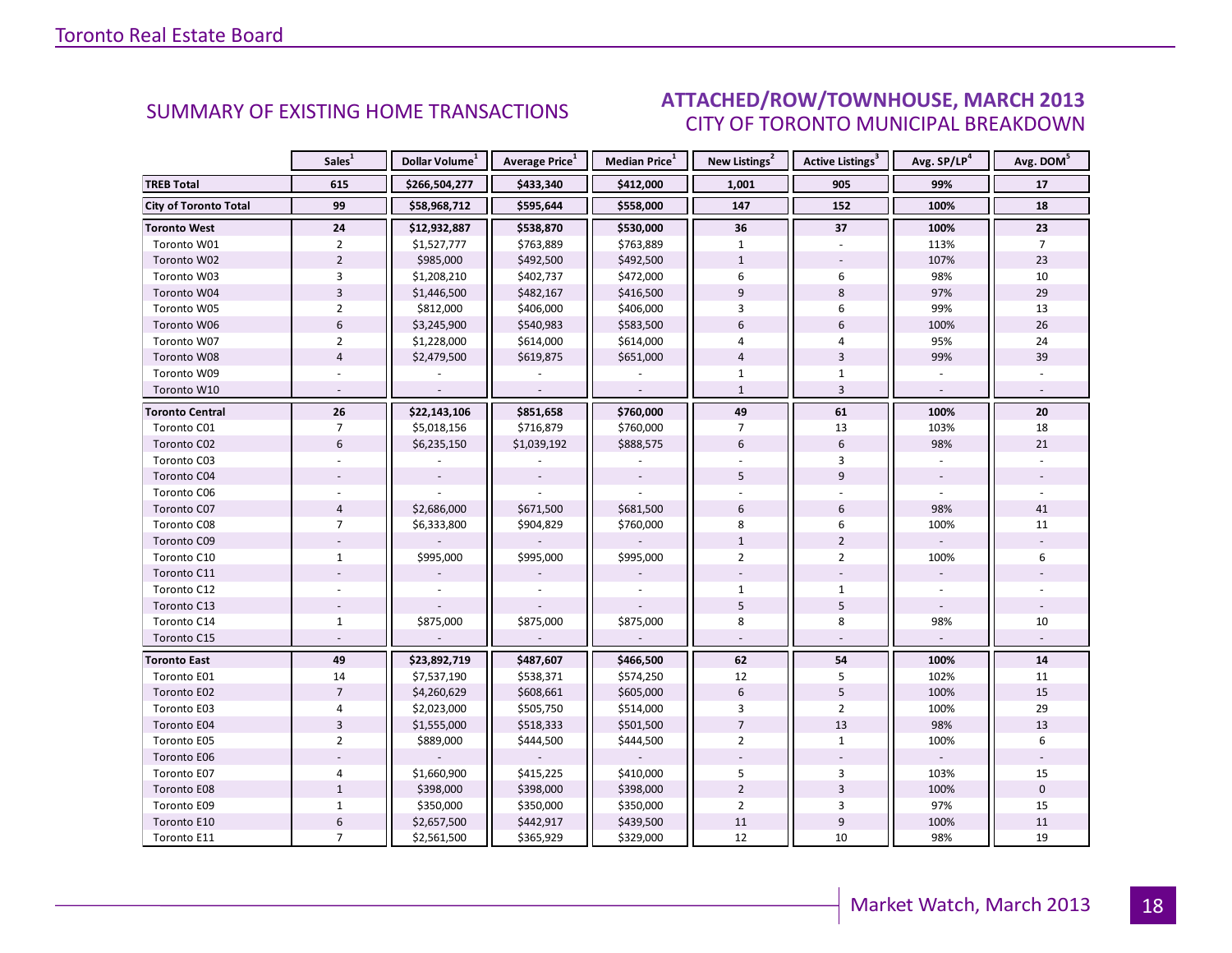## SUMMARY OF EXISTING HOME TRANSACTIONS

## ATTACHED/ROW/TOWNHOUSE, MARCH 2013
### CITY OF TORONTO MUNICIPAL BREAKDOWN

| | Sales[1] | Dollar Volume[1] | Average Price[1] | Median Price[1] | New Listings[2] | Active Listings[3] | Avg. SP/LP[4] | Avg. DOM[5] |
|---|---|---|---|---|---|---|---|---|
| **TREB Total** | **615** | **$266,504,277** | **$433,340** | **$412,000** | **1,001** | **905** | **99%** | **17** |
| **City of Toronto Total** | **99** | **$58,968,712** | **$595,644** | **$558,000** | **147** | **152** | **100%** | **18** |
| **Toronto West** | **24** | **$12,932,887** | **$538,870** | **$530,000** | **36** | **37** | **100%** | **23** |
| Toronto W01 | 2 | $1,527,777 | $763,889 | $763,889 | 1 | - | 113% | 7 |
| Toronto W02 | 2 | $985,000 | $492,500 | $492,500 | 1 | - | 107% | 23 |
| Toronto W03 | 3 | $1,208,210 | $402,737 | $472,000 | 6 | 6 | 98% | 10 |
| Toronto W04 | 3 | $1,446,500 | $482,167 | $416,500 | 9 | 8 | 97% | 29 |
| Toronto W05 | 2 | $812,000 | $406,000 | $406,000 | 3 | 6 | 99% | 13 |
| Toronto W06 | 6 | $3,245,900 | $540,983 | $583,500 | 6 | 6 | 100% | 26 |
| Toronto W07 | 2 | $1,228,000 | $614,000 | $614,000 | 4 | 4 | 95% | 24 |
| Toronto W08 | 4 | $2,479,500 | $619,875 | $651,000 | 4 | 3 | 99% | 39 |
| Toronto W09 | - | - | - | - | 1 | 1 | - | - |
| Toronto W10 | - | - | - | - | 1 | 3 | - | - |
| **Toronto Central** | **26** | **$22,143,106** | **$851,658** | **$760,000** | **49** | **61** | **100%** | **20** |
| Toronto C01 | 7 | $5,018,156 | $716,879 | $760,000 | 7 | 13 | 103% | 18 |
| Toronto C02 | 6 | $6,235,150 | $1,039,192 | $888,575 | 6 | 6 | 98% | 21 |
| Toronto C03 | - | - | - | - | - | 3 | - | - |
| Toronto C04 | - | - | - | - | 5 | 9 | - | - |
| Toronto C06 | - | - | - | - | - | - | - | - |
| Toronto C07 | 4 | $2,686,000 | $671,500 | $681,500 | 6 | 6 | 98% | 41 |
| Toronto C08 | 7 | $6,333,800 | $904,829 | $760,000 | 8 | 6 | 100% | 11 |
| Toronto C09 | - | - | - | - | 1 | 2 | - | - |
| Toronto C10 | 1 | $995,000 | $995,000 | $995,000 | 2 | 2 | 100% | 6 |
| Toronto C11 | - | - | - | - | - | - | - | - |
| Toronto C12 | - | - | - | - | 1 | 1 | - | - |
| Toronto C13 | - | - | - | - | 5 | 5 | - | - |
| Toronto C14 | 1 | $875,000 | $875,000 | $875,000 | 8 | 8 | 98% | 10 |
| Toronto C15 | - | - | - | - | - | - | - | - |
| **Toronto East** | **49** | **$23,892,719** | **$487,607** | **$466,500** | **62** | **54** | **100%** | **14** |
| Toronto E01 | 14 | $7,537,190 | $538,371 | $574,250 | 12 | 5 | 102% | 11 |
| Toronto E02 | 7 | $4,260,629 | $608,661 | $605,000 | 6 | 5 | 100% | 15 |
| Toronto E03 | 4 | $2,023,000 | $505,750 | $514,000 | 3 | 2 | 100% | 29 |
| Toronto E04 | 3 | $1,555,000 | $518,333 | $501,500 | 7 | 13 | 98% | 13 |
| Toronto E05 | 2 | $889,000 | $444,500 | $444,500 | 2 | 1 | 100% | 6 |
| Toronto E06 | - | - | - | - | - | - | - | - |
| Toronto E07 | 4 | $1,660,900 | $415,225 | $410,000 | 5 | 3 | 103% | 15 |
| Toronto E08 | 1 | $398,000 | $398,000 | $398,000 | 2 | 3 | 100% | 0 |
| Toronto E09 | 1 | $350,000 | $350,000 | $350,000 | 2 | 3 | 97% | 15 |
| Toronto E10 | 6 | $2,657,500 | $442,917 | $439,500 | 11 | 9 | 100% | 11 |
| Toronto E11 | 7 | $2,561,500 | $365,929 | $329,000 | 12 | 10 | 98% | 19 |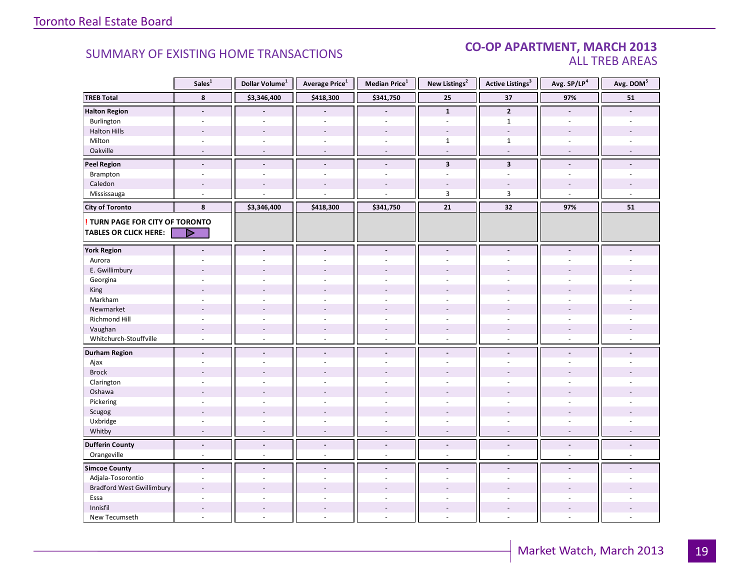## SUMMARY OF EXISTING HOME TRANSACTIONS

## CO-OP APARTMENT, MARCH 2013
### ALL TREB AREAS

| | Sales[1] | Dollar Volume[1] | Average Price[1] | Median Price[1] | New Listings[2] | Active Listings[3] | Avg. SP/LP[4] | Avg. DOM[5] |
|---|---|---|---|---|---|---|---|---|
| **TREB Total** | **8** | **$3,346,400** | **$418,300** | **$341,750** | **25** | **37** | **97%** | **51** |
| **Halton Region** | **-** | **-** | **-** | **-** | **1** | **2** | **-** | **-** |
| Burlington | - | - | - | - | - | 1 | - | - |
| Halton Hills | - | - | - | - | - | - | - | - |
| Milton | - | - | - | - | 1 | 1 | - | - |
| Oakville | - | - | - | - | - | - | - | - |
| **Peel Region** | **-** | **-** | **-** | **-** | **3** | **3** | **-** | **-** |
| Brampton | - | - | - | - | - | - | - | - |
| Caledon | - | - | - | - | - | - | - | - |
| Mississauga | - | - | - | - | 3 | 3 | - | - |
| **City of Toronto** | **8** | **$3,346,400** | **$418,300** | **$341,750** | **21** | **32** | **97%** | **51** |
| **! TURN PAGE FOR CITY OF TORONTO TABLES OR CLICK HERE:** | | | | | | | | |
| **York Region** | **-** | **-** | **-** | **-** | **-** | **-** | **-** | **-** |
| Aurora | - | - | - | - | - | - | - | - |
| E. Gwillimbury | - | - | - | - | - | - | - | - |
| Georgina | - | - | - | - | - | - | - | - |
| King | - | - | - | - | - | - | - | - |
| Markham | - | - | - | - | - | - | - | - |
| Newmarket | - | - | - | - | - | - | - | - |
| Richmond Hill | - | - | - | - | - | - | - | - |
| Vaughan | - | - | - | - | - | - | - | - |
| Whitchurch-Stouffville | - | - | - | - | - | - | - | - |
| **Durham Region** | **-** | **-** | **-** | **-** | **-** | **-** | **-** | **-** |
| Ajax | - | - | - | - | - | - | - | - |
| Brock | - | - | - | - | - | - | - | - |
| Clarington | - | - | - | - | - | - | - | - |
| Oshawa | - | - | - | - | - | - | - | - |
| Pickering | - | - | - | - | - | - | - | - |
| Scugog | - | - | - | - | - | - | - | - |
| Uxbridge | - | - | - | - | - | - | - | - |
| Whitby | - | - | - | - | - | - | - | - |
| **Dufferin County** | **-** | **-** | **-** | **-** | **-** | **-** | **-** | **-** |
| Orangeville | - | - | - | - | - | - | - | - |
| **Simcoe County** | **-** | **-** | **-** | **-** | **-** | **-** | **-** | **-** |
| Adjala-Tosorontio | - | - | - | - | - | - | - | - |
| Bradford West Gwillimbury | - | - | - | - | - | - | - | - |
| Essa | - | - | - | - | - | - | - | - |
| Innisfil | - | - | - | - | - | - | - | - |
| New Tecumseth | - | - | - | - | - | - | - | - |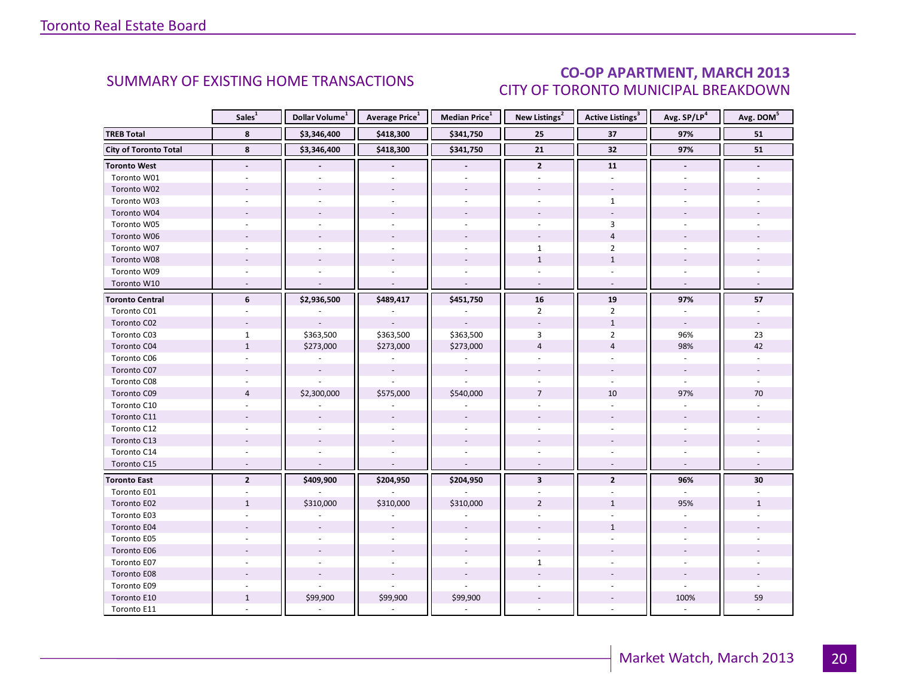## SUMMARY OF EXISTING HOME TRANSACTIONS

## CO-OP APARTMENT, MARCH 2013
### CITY OF TORONTO MUNICIPAL BREAKDOWN

| | Sales[1] | Dollar Volume[1] | Average Price[1] | Median Price[1] | New Listings[2] | Active Listings[3] | Avg. SP/LP[4] | Avg. DOM[5] |
|---|---|---|---|---|---|---|---|---|
| **TREB Total** | **8** | **$3,346,400** | **$418,300** | **$341,750** | **25** | **37** | **97%** | **51** |
| **City of Toronto Total** | **8** | **$3,346,400** | **$418,300** | **$341,750** | **21** | **32** | **97%** | **51** |
| **Toronto West** | **-** | **-** | **-** | **-** | **2** | **11** | **-** | **-** |
| Toronto W01 | - | - | - | - | - | - | - | - |
| Toronto W02 | - | - | - | - | - | - | - | - |
| Toronto W03 | - | - | - | - | - | 1 | - | - |
| Toronto W04 | - | - | - | - | - | - | - | - |
| Toronto W05 | - | - | - | - | - | 3 | - | - |
| Toronto W06 | - | - | - | - | - | 4 | - | - |
| Toronto W07 | - | - | - | - | 1 | 2 | - | - |
| Toronto W08 | - | - | - | - | 1 | 1 | - | - |
| Toronto W09 | - | - | - | - | - | - | - | - |
| Toronto W10 | - | - | - | - | - | - | - | - |
| **Toronto Central** | **6** | **$2,936,500** | **$489,417** | **$451,750** | **16** | **19** | **97%** | **57** |
| Toronto C01 | - | - | - | - | 2 | 2 | - | - |
| Toronto C02 | - | - | - | - | - | 1 | - | - |
| Toronto C03 | 1 | $363,500 | $363,500 | $363,500 | 3 | 2 | 96% | 23 |
| Toronto C04 | 1 | $273,000 | $273,000 | $273,000 | 4 | 4 | 98% | 42 |
| Toronto C06 | - | - | - | - | - | - | - | - |
| Toronto C07 | - | - | - | - | - | - | - | - |
| Toronto C08 | - | - | - | - | - | - | - | - |
| Toronto C09 | 4 | $2,300,000 | $575,000 | $540,000 | 7 | 10 | 97% | 70 |
| Toronto C10 | - | - | - | - | - | - | - | - |
| Toronto C11 | - | - | - | - | - | - | - | - |
| Toronto C12 | - | - | - | - | - | - | - | - |
| Toronto C13 | - | - | - | - | - | - | - | - |
| Toronto C14 | - | - | - | - | - | - | - | - |
| Toronto C15 | - | - | - | - | - | - | - | - |
| **Toronto East** | **2** | **$409,900** | **$204,950** | **$204,950** | **3** | **2** | **96%** | **30** |
| Toronto E01 | - | - | - | - | - | - | - | - |
| Toronto E02 | 1 | $310,000 | $310,000 | $310,000 | 2 | 1 | 95% | 1 |
| Toronto E03 | - | - | - | - | - | - | - | - |
| Toronto E04 | - | - | - | - | - | 1 | - | - |
| Toronto E05 | - | - | - | - | - | - | - | - |
| Toronto E06 | - | - | - | - | - | - | - | - |
| Toronto E07 | - | - | - | - | 1 | - | - | - |
| Toronto E08 | - | - | - | - | - | - | - | - |
| Toronto E09 | - | - | - | - | - | - | - | - |
| Toronto E10 | 1 | $99,900 | $99,900 | $99,900 | - | - | 100% | 59 |
| Toronto E11 | - | - | - | - | - | - | - | - |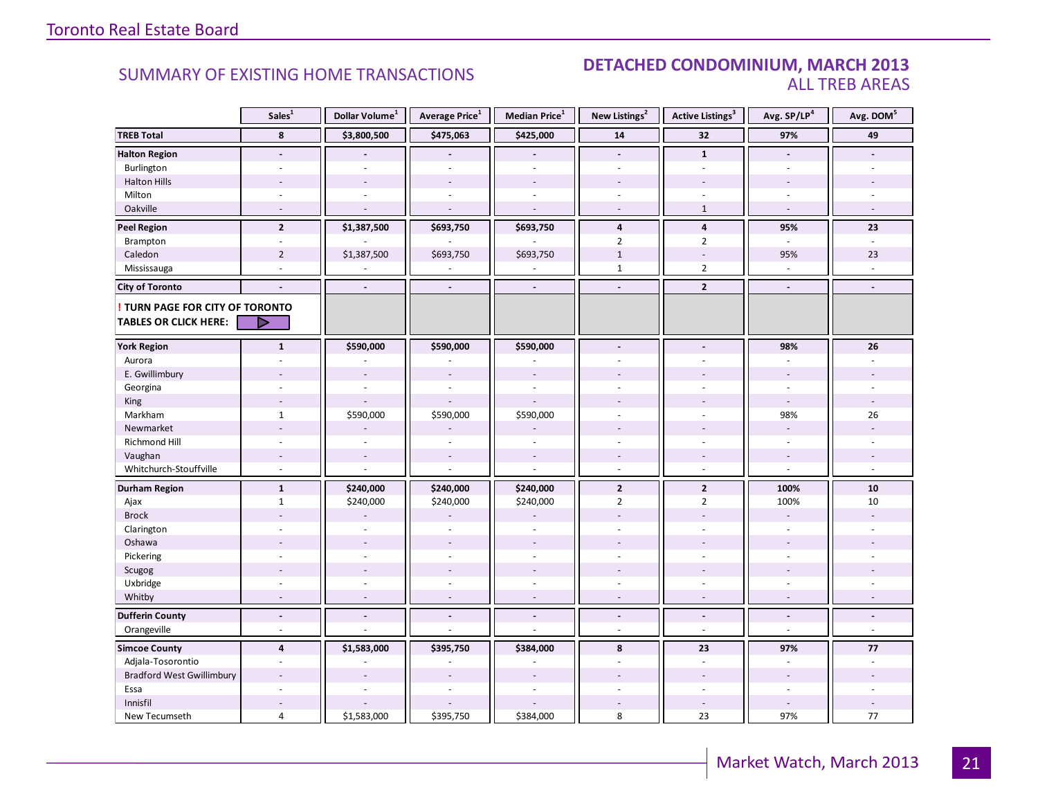## SUMMARY OF EXISTING HOME TRANSACTIONS

### DETACHED CONDOMINIUM, MARCH 2013
### ALL TREB AREAS

| | Sales[1] | Dollar Volume[1] | Average Price[1] | Median Price[1] | New Listings[2] | Active Listings[3] | Avg. SP/LP[4] | Avg. DOM[5] |
|---|---|---|---|---|---|---|---|---|
| **TREB Total** | **8** | **$3,800,500** | **$475,063** | **$425,000** | **14** | **32** | **97%** | **49** |
| **Halton Region** | **-** | **-** | **-** | **-** | **-** | **1** | **-** | **-** |
| Burlington | - | - | - | - | - | - | - | - |
| Halton Hills | - | - | - | - | - | - | - | - |
| Milton | - | - | - | - | - | - | - | - |
| Oakville | - | - | - | - | - | 1 | - | - |
| **Peel Region** | **2** | **$1,387,500** | **$693,750** | **$693,750** | **4** | **4** | **95%** | **23** |
| Brampton | - | - | - | - | 2 | 2 | - | - |
| Caledon | 2 | $1,387,500 | $693,750 | $693,750 | 1 | - | 95% | 23 |
| Mississauga | - | - | - | - | 1 | 2 | - | - |
| **City of Toronto** | **-** | **-** | **-** | **-** | **-** | **2** | **-** | **-** |
| **! TURN PAGE FOR CITY OF TORONTO TABLES OR CLICK HERE:** | | | | | | | | |
| **York Region** | **1** | **$590,000** | **$590,000** | **$590,000** | **-** | **-** | **98%** | **26** |
| Aurora | - | - | - | - | - | - | - | - |
| E. Gwillimbury | - | - | - | - | - | - | - | - |
| Georgina | - | - | - | - | - | - | - | - |
| King | - | - | - | - | - | - | - | - |
| Markham | 1 | $590,000 | $590,000 | $590,000 | - | - | 98% | 26 |
| Newmarket | - | - | - | - | - | - | - | - |
| Richmond Hill | - | - | - | - | - | - | - | - |
| Vaughan | - | - | - | - | - | - | - | - |
| Whitchurch-Stouffville | - | - | - | - | - | - | - | - |
| **Durham Region** | **1** | **$240,000** | **$240,000** | **$240,000** | **2** | **2** | **100%** | **10** |
| Ajax | 1 | $240,000 | $240,000 | $240,000 | 2 | 2 | 100% | 10 |
| Brock | - | - | - | - | - | - | - | - |
| Clarington | - | - | - | - | - | - | - | - |
| Oshawa | - | - | - | - | - | - | - | - |
| Pickering | - | - | - | - | - | - | - | - |
| Scugog | - | - | - | - | - | - | - | - |
| Uxbridge | - | - | - | - | - | - | - | - |
| Whitby | - | - | - | - | - | - | - | - |
| **Dufferin County** | **-** | **-** | **-** | **-** | **-** | **-** | **-** | **-** |
| Orangeville | - | - | - | - | - | - | - | - |
| **Simcoe County** | **4** | **$1,583,000** | **$395,750** | **$384,000** | **8** | **23** | **97%** | **77** |
| Adjala-Tosorontio | - | - | - | - | - | - | - | - |
| Bradford West Gwillimbury | - | - | - | - | - | - | - | - |
| Essa | - | - | - | - | - | - | - | - |
| Innisfil | - | - | - | - | - | - | - | - |
| New Tecumseth | 4 | $1,583,000 | $395,750 | $384,000 | 8 | 23 | 97% | 77 |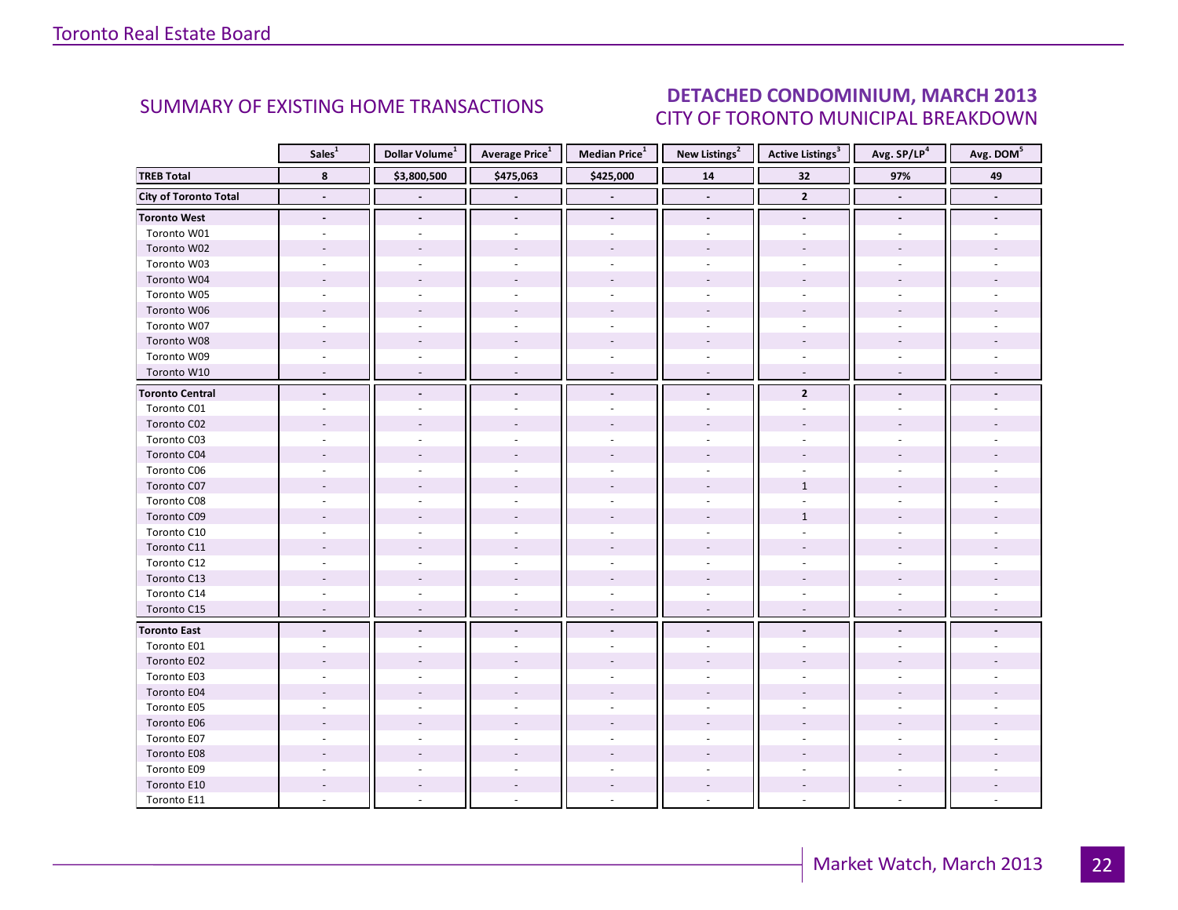## SUMMARY OF EXISTING HOME TRANSACTIONS

## DETACHED CONDOMINIUM, MARCH 2013
CITY OF TORONTO MUNICIPAL BREAKDOWN

| | Sales[1] | Dollar Volume[1] | Average Price[1] | Median Price[1] | New Listings[2] | Active Listings[3] | Avg. SP/LP[4] | Avg. DOM[5] |
|---|---|---|---|---|---|---|---|---|
| **TREB Total** | **8** | **$3,800,500** | **$475,063** | **$425,000** | **14** | **32** | **97%** | **49** |
| **City of Toronto Total** | **-** | **-** | **-** | **-** | **-** | **2** | **-** | **-** |
| **Toronto West** | **-** | **-** | **-** | **-** | **-** | **-** | **-** | **-** |
| Toronto W01 | - | - | - | - | - | - | - | - |
| Toronto W02 | - | - | - | - | - | - | - | - |
| Toronto W03 | - | - | - | - | - | - | - | - |
| Toronto W04 | - | - | - | - | - | - | - | - |
| Toronto W05 | - | - | - | - | - | - | - | - |
| Toronto W06 | - | - | - | - | - | - | - | - |
| Toronto W07 | - | - | - | - | - | - | - | - |
| Toronto W08 | - | - | - | - | - | - | - | - |
| Toronto W09 | - | - | - | - | - | - | - | - |
| Toronto W10 | - | - | - | - | - | - | - | - |
| **Toronto Central** | **-** | **-** | **-** | **-** | **-** | **2** | **-** | **-** |
| Toronto C01 | - | - | - | - | - | - | - | - |
| Toronto C02 | - | - | - | - | - | - | - | - |
| Toronto C03 | - | - | - | - | - | - | - | - |
| Toronto C04 | - | - | - | - | - | - | - | - |
| Toronto C06 | - | - | - | - | - | - | - | - |
| Toronto C07 | - | - | - | - | - | 1 | - | - |
| Toronto C08 | - | - | - | - | - | - | - | - |
| Toronto C09 | - | - | - | - | - | 1 | - | - |
| Toronto C10 | - | - | - | - | - | - | - | - |
| Toronto C11 | - | - | - | - | - | - | - | - |
| Toronto C12 | - | - | - | - | - | - | - | - |
| Toronto C13 | - | - | - | - | - | - | - | - |
| Toronto C14 | - | - | - | - | - | - | - | - |
| Toronto C15 | - | - | - | - | - | - | - | - |
| **Toronto East** | **-** | **-** | **-** | **-** | **-** | **-** | **-** | **-** |
| Toronto E01 | - | - | - | - | - | - | - | - |
| Toronto E02 | - | - | - | - | - | - | - | - |
| Toronto E03 | - | - | - | - | - | - | - | - |
| Toronto E04 | - | - | - | - | - | - | - | - |
| Toronto E05 | - | - | - | - | - | - | - | - |
| Toronto E06 | - | - | - | - | - | - | - | - |
| Toronto E07 | - | - | - | - | - | - | - | - |
| Toronto E08 | - | - | - | - | - | - | - | - |
| Toronto E09 | - | - | - | - | - | - | - | - |
| Toronto E10 | - | - | - | - | - | - | - | - |
| Toronto E11 | - | - | - | - | - | - | - | - |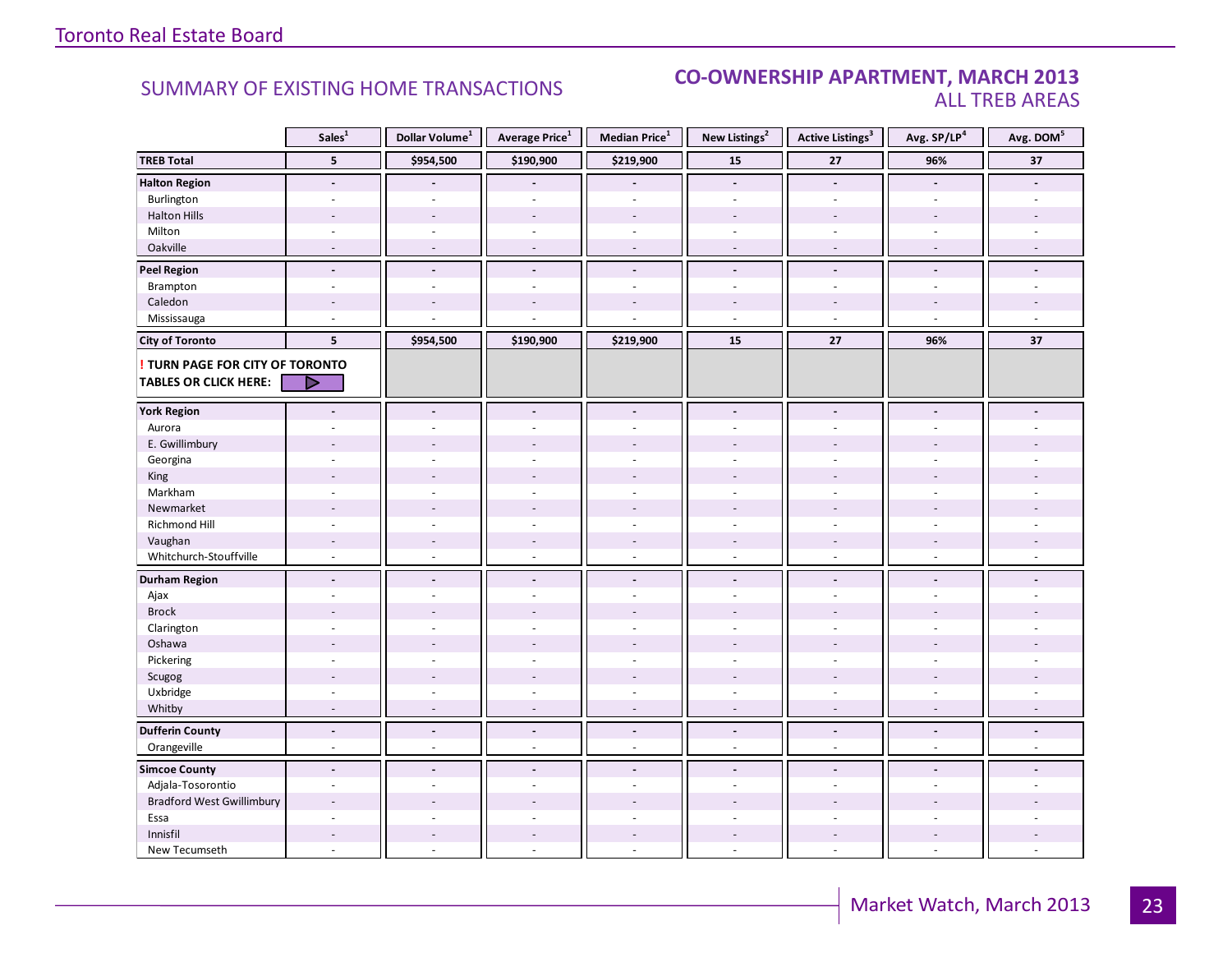## SUMMARY OF EXISTING HOME TRANSACTIONS

## CO-OWNERSHIP APARTMENT, MARCH 2013
### ALL TREB AREAS

| | Sales[1] | Dollar Volume[1] | Average Price[1] | Median Price[1] | New Listings[2] | Active Listings[3] | Avg. SP/LP[4] | Avg. DOM[5] |
|---|---|---|---|---|---|---|---|---|
| **TREB Total** | **5** | **$954,500** | **$190,900** | **$219,900** | **15** | **27** | **96%** | **37** |
| **Halton Region** | **-** | **-** | **-** | **-** | **-** | **-** | **-** | **-** |
| Burlington | - | - | - | - | - | - | - | - |
| Halton Hills | - | - | - | - | - | - | - | - |
| Milton | - | - | - | - | - | - | - | - |
| Oakville | - | - | - | - | - | - | - | - |
| **Peel Region** | **-** | **-** | **-** | **-** | **-** | **-** | **-** | **-** |
| Brampton | - | - | - | - | - | - | - | - |
| Caledon | - | - | - | - | - | - | - | - |
| Mississauga | - | - | - | - | - | - | - | - |
| **City of Toronto** | **5** | **$954,500** | **$190,900** | **$219,900** | **15** | **27** | **96%** | **37** |
| **! TURN PAGE FOR CITY OF TORONTO TABLES OR CLICK HERE:** | | | | | | | | |
| **York Region** | **-** | **-** | **-** | **-** | **-** | **-** | **-** | **-** |
| Aurora | - | - | - | - | - | - | - | - |
| E. Gwillimbury | - | - | - | - | - | - | - | - |
| Georgina | - | - | - | - | - | - | - | - |
| King | - | - | - | - | - | - | - | - |
| Markham | - | - | - | - | - | - | - | - |
| Newmarket | - | - | - | - | - | - | - | - |
| Richmond Hill | - | - | - | - | - | - | - | - |
| Vaughan | - | - | - | - | - | - | - | - |
| Whitchurch-Stouffville | - | - | - | - | - | - | - | - |
| **Durham Region** | **-** | **-** | **-** | **-** | **-** | **-** | **-** | **-** |
| Ajax | - | - | - | - | - | - | - | - |
| Brock | - | - | - | - | - | - | - | - |
| Clarington | - | - | - | - | - | - | - | - |
| Oshawa | - | - | - | - | - | - | - | - |
| Pickering | - | - | - | - | - | - | - | - |
| Scugog | - | - | - | - | - | - | - | - |
| Uxbridge | - | - | - | - | - | - | - | - |
| Whitby | - | - | - | - | - | - | - | - |
| **Dufferin County** | **-** | **-** | **-** | **-** | **-** | **-** | **-** | **-** |
| Orangeville | - | - | - | - | - | - | - | - |
| **Simcoe County** | **-** | **-** | **-** | **-** | **-** | **-** | **-** | **-** |
| Adjala-Tosorontio | - | - | - | - | - | - | - | - |
| Bradford West Gwillimbury | - | - | - | - | - | - | - | - |
| Essa | - | - | - | - | - | - | - | - |
| Innisfil | - | - | - | - | - | - | - | - |
| New Tecumseth | - | - | - | - | - | - | - | - |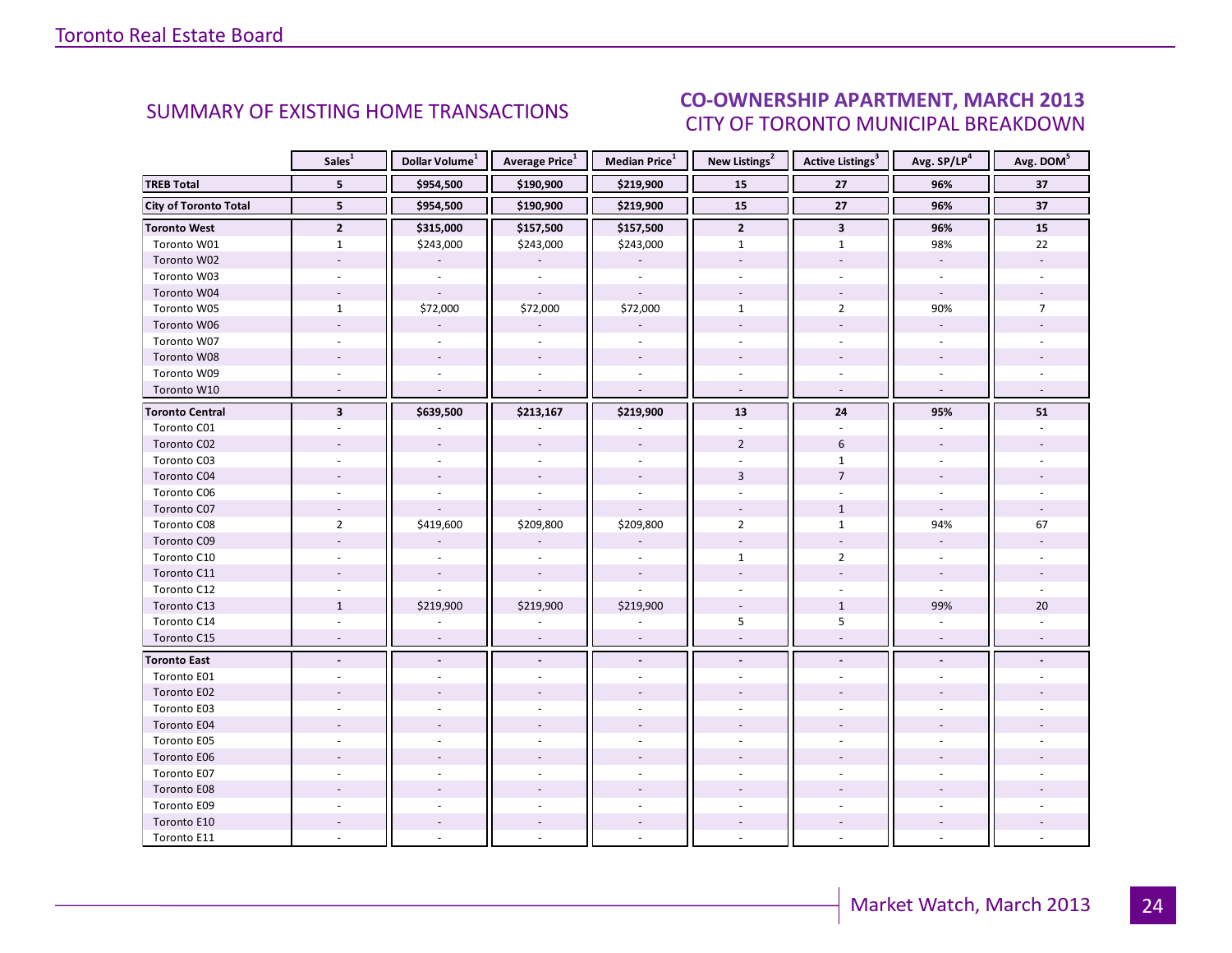## SUMMARY OF EXISTING HOME TRANSACTIONS

## CO-OWNERSHIP APARTMENT, MARCH 2013
### CITY OF TORONTO MUNICIPAL BREAKDOWN

| | Sales[1] | Dollar Volume[1] | Average Price[1] | Median Price[1] | New Listings[2] | Active Listings[3] | Avg. SP/LP[4] | Avg. DOM[5] |
|---|---|---|---|---|---|---|---|---|
| **TREB Total** | **5** | **$954,500** | **$190,900** | **$219,900** | **15** | **27** | **96%** | **37** |
| **City of Toronto Total** | **5** | **$954,500** | **$190,900** | **$219,900** | **15** | **27** | **96%** | **37** |
| **Toronto West** | **2** | **$315,000** | **$157,500** | **$157,500** | **2** | **3** | **96%** | **15** |
| Toronto W01 | 1 | $243,000 | $243,000 | $243,000 | 1 | 1 | 98% | 22 |
| Toronto W02 | - | - | - | - | - | - | - | - |
| Toronto W03 | - | - | - | - | - | - | - | - |
| Toronto W04 | - | - | - | - | - | - | - | - |
| Toronto W05 | 1 | $72,000 | $72,000 | $72,000 | 1 | 2 | 90% | 7 |
| Toronto W06 | - | - | - | - | - | - | - | - |
| Toronto W07 | - | - | - | - | - | - | - | - |
| Toronto W08 | - | - | - | - | - | - | - | - |
| Toronto W09 | - | - | - | - | - | - | - | - |
| Toronto W10 | - | - | - | - | - | - | - | - |
| **Toronto Central** | **3** | **$639,500** | **$213,167** | **$219,900** | **13** | **24** | **95%** | **51** |
| Toronto C01 | - | - | - | - | - | - | - | - |
| Toronto C02 | - | - | - | - | 2 | 6 | - | - |
| Toronto C03 | - | - | - | - | - | 1 | - | - |
| Toronto C04 | - | - | - | - | 3 | 7 | - | - |
| Toronto C06 | - | - | - | - | - | - | - | - |
| Toronto C07 | - | - | - | - | - | 1 | - | - |
| Toronto C08 | 2 | $419,600 | $209,800 | $209,800 | 2 | 1 | 94% | 67 |
| Toronto C09 | - | - | - | - | - | - | - | - |
| Toronto C10 | - | - | - | - | 1 | 2 | - | - |
| Toronto C11 | - | - | - | - | - | - | - | - |
| Toronto C12 | - | - | - | - | - | - | - | - |
| Toronto C13 | 1 | $219,900 | $219,900 | $219,900 | - | 1 | 99% | 20 |
| Toronto C14 | - | - | - | - | 5 | 5 | - | - |
| Toronto C15 | - | - | - | - | - | - | - | - |
| **Toronto East** | **-** | **-** | **-** | **-** | **-** | **-** | **-** | **-** |
| Toronto E01 | - | - | - | - | - | - | - | - |
| Toronto E02 | - | - | - | - | - | - | - | - |
| Toronto E03 | - | - | - | - | - | - | - | - |
| Toronto E04 | - | - | - | - | - | - | - | - |
| Toronto E05 | - | - | - | - | - | - | - | - |
| Toronto E06 | - | - | - | - | - | - | - | - |
| Toronto E07 | - | - | - | - | - | - | - | - |
| Toronto E08 | - | - | - | - | - | - | - | - |
| Toronto E09 | - | - | - | - | - | - | - | - |
| Toronto E10 | - | - | - | - | - | - | - | - |
| Toronto E11 | - | - | - | - | - | - | - | - |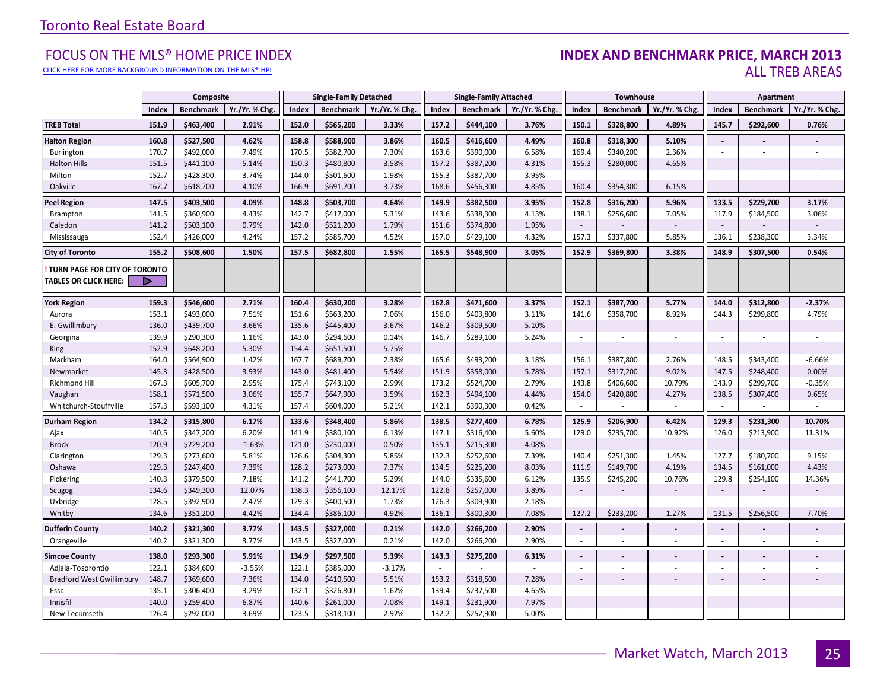# Toronto Real Estate Board

## FOCUS ON THE MLS® HOME PRICE INDEX

CLICK HERE FOR MORE BACKGROUND INFORMATION ON THE MLS® HPI

## INDEX AND BENCHMARK PRICE, MARCH 2013
### ALL TREB AREAS

| | Composite | | | Single-Family Detached | | | Single-Family Attached | | | Townhouse | | | Apartment | | |
|---|---|---|---|---|---|---|---|---|---|---|---|---|---|---|---|
| | Index | Benchmark | Yr./Yr. % Chg. | Index | Benchmark | Yr./Yr. % Chg. | Index | Benchmark | Yr./Yr. % Chg. | Index | Benchmark | Yr./Yr. % Chg. | Index | Benchmark | Yr./Yr. % Chg. |
| **TREB Total** | **151.9** | **$463,400** | **2.91%** | **152.0** | **$565,200** | **3.33%** | **157.2** | **$444,100** | **3.76%** | **150.1** | **$328,800** | **4.89%** | **145.7** | **$292,600** | **0.76%** |
| **Halton Region** | **160.8** | **$527,500** | **4.62%** | **158.8** | **$588,900** | **3.86%** | **160.5** | **$416,600** | **4.49%** | **160.8** | **$318,300** | **5.10%** | **-** | **-** | **-** |
| Burlington | 170.7 | $492,000 | 7.49% | 170.5 | $582,700 | 7.30% | 163.6 | $390,000 | 6.58% | 169.4 | $340,200 | 2.36% | - | - | - |
| Halton Hills | 151.5 | $441,100 | 5.14% | 150.3 | $480,800 | 3.58% | 157.2 | $387,200 | 4.31% | 155.3 | $280,000 | 4.65% | - | - | - |
| Milton | 152.7 | $428,300 | 3.74% | 144.0 | $501,600 | 1.98% | 155.3 | $387,700 | 3.95% | - | - | - | - | - | - |
| Oakville | 167.7 | $618,700 | 4.10% | 166.9 | $691,700 | 3.73% | 168.6 | $456,300 | 4.85% | 160.4 | $354,300 | 6.15% | - | - | - |
| **Peel Region** | **147.5** | **$403,500** | **4.09%** | **148.8** | **$503,700** | **4.64%** | **149.9** | **$382,500** | **3.95%** | **152.8** | **$316,200** | **5.96%** | **133.5** | **$229,700** | **3.17%** |
| Brampton | 141.5 | $360,900 | 4.43% | 142.7 | $417,000 | 5.31% | 143.6 | $338,300 | 4.13% | 138.1 | $256,600 | 7.05% | 117.9 | $184,500 | 3.06% |
| Caledon | 141.2 | $503,100 | 0.79% | 142.0 | $521,200 | 1.79% | 151.6 | $374,800 | 1.95% | - | - | - | - | - | - |
| Mississauga | 152.4 | $426,000 | 4.24% | 157.2 | $585,700 | 4.52% | 157.0 | $429,100 | 4.32% | 157.3 | $337,800 | 5.85% | 136.1 | $238,300 | 3.34% |
| **City of Toronto** | **155.2** | **$508,600** | **1.50%** | **157.5** | **$682,800** | **1.55%** | **165.5** | **$548,900** | **3.05%** | **152.9** | **$369,800** | **3.38%** | **148.9** | **$307,500** | **0.54%** |
| **! TURN PAGE FOR CITY OF TORONTO TABLES OR CLICK HERE:** | | | | | | | | | | | | | | | |
| **York Region** | **159.3** | **$546,600** | **2.71%** | **160.4** | **$630,200** | **3.28%** | **162.8** | **$471,600** | **3.37%** | **152.1** | **$387,700** | **5.77%** | **144.0** | **$312,800** | **-2.37%** |
| Aurora | 153.1 | $493,000 | 7.51% | 151.6 | $563,200 | 7.06% | 156.0 | $403,800 | 3.11% | 141.6 | $358,700 | 8.92% | 144.3 | $299,800 | 4.79% |
| E. Gwillimbury | 136.0 | $439,700 | 3.66% | 135.6 | $445,400 | 3.67% | 146.2 | $309,500 | 5.10% | - | - | - | - | - | - |
| Georgina | 139.9 | $290,300 | 1.16% | 143.0 | $294,600 | 0.14% | 146.7 | $289,100 | 5.24% | - | - | - | - | - | - |
| King | 152.9 | $648,200 | 5.30% | 154.4 | $651,500 | 5.75% | - | - | - | - | - | - | - | - | - |
| Markham | 164.0 | $564,900 | 1.42% | 167.7 | $689,700 | 2.38% | 165.6 | $493,200 | 3.18% | 156.1 | $387,800 | 2.76% | 148.5 | $343,400 | -6.66% |
| Newmarket | 145.3 | $428,500 | 3.93% | 143.0 | $481,400 | 5.54% | 151.9 | $358,000 | 5.78% | 157.1 | $317,200 | 9.02% | 147.5 | $248,400 | 0.00% |
| Richmond Hill | 167.3 | $605,700 | 2.95% | 175.4 | $743,100 | 2.99% | 173.2 | $524,700 | 2.79% | 143.8 | $406,600 | 10.79% | 143.9 | $299,700 | -0.35% |
| Vaughan | 158.1 | $571,500 | 3.06% | 155.7 | $647,900 | 3.59% | 162.3 | $494,100 | 4.44% | 154.0 | $420,800 | 4.27% | 138.5 | $307,400 | 0.65% |
| Whitchurch-Stouffville | 157.3 | $593,100 | 4.31% | 157.4 | $604,000 | 5.21% | 142.1 | $390,300 | 0.42% | - | - | - | - | - | - |
| **Durham Region** | **134.2** | **$315,800** | **6.17%** | **133.6** | **$348,400** | **5.86%** | **138.5** | **$277,400** | **6.78%** | **125.9** | **$206,900** | **6.42%** | **129.3** | **$231,300** | **10.70%** |
| Ajax | 140.5 | $347,200 | 6.20% | 141.9 | $380,100 | 6.13% | 147.1 | $316,400 | 5.60% | 129.0 | $235,700 | 10.92% | 126.0 | $213,900 | 11.31% |
| Brock | 120.9 | $229,200 | -1.63% | 121.0 | $230,000 | 0.50% | 135.1 | $215,300 | 4.08% | - | - | - | - | - | - |
| Clarington | 129.3 | $273,600 | 5.81% | 126.6 | $304,300 | 5.85% | 132.3 | $252,600 | 7.39% | 140.4 | $251,300 | 1.45% | 127.7 | $180,700 | 9.15% |
| Oshawa | 129.3 | $247,400 | 7.39% | 128.2 | $273,000 | 7.37% | 134.5 | $225,200 | 8.03% | 111.9 | $149,700 | 4.19% | 134.5 | $161,000 | 4.43% |
| Pickering | 140.3 | $379,500 | 7.18% | 141.2 | $441,700 | 5.29% | 144.0 | $335,600 | 6.12% | 135.9 | $245,200 | 10.76% | 129.8 | $254,100 | 14.36% |
| Scugog | 134.6 | $349,300 | 12.07% | 138.3 | $356,100 | 12.17% | 122.8 | $257,000 | 3.89% | - | - | - | - | - | - |
| Uxbridge | 128.5 | $392,900 | 2.47% | 129.3 | $400,500 | 1.73% | 126.3 | $309,900 | 2.18% | - | - | - | - | - | - |
| Whitby | 134.6 | $351,200 | 4.42% | 134.4 | $386,100 | 4.92% | 136.1 | $300,300 | 7.08% | 127.2 | $233,200 | 1.27% | 131.5 | $256,500 | 7.70% |
| **Dufferin County** | **140.2** | **$321,300** | **3.77%** | **143.5** | **$327,000** | **0.21%** | **142.0** | **$266,200** | **2.90%** | **-** | **-** | **-** | **-** | **-** | **-** |
| Orangeville | 140.2 | $321,300 | 3.77% | 143.5 | $327,000 | 0.21% | 142.0 | $266,200 | 2.90% | - | - | - | - | - | - |
| **Simcoe County** | **138.0** | **$293,300** | **5.91%** | **134.9** | **$297,500** | **5.39%** | **143.3** | **$275,200** | **6.31%** | **-** | **-** | **-** | **-** | **-** | **-** |
| Adjala-Tosorontio | 122.1 | $384,600 | -3.55% | 122.1 | $385,000 | -3.17% | - | - | - | - | - | - | - | - | - |
| Bradford West Gwillimbury | 148.7 | $369,600 | 7.36% | 134.0 | $410,500 | 5.51% | 153.2 | $318,500 | 7.28% | - | - | - | - | - | - |
| Essa | 135.1 | $306,400 | 3.29% | 132.1 | $326,800 | 1.62% | 139.4 | $237,500 | 4.65% | - | - | - | - | - | - |
| Innisfil | 140.0 | $259,400 | 6.87% | 140.6 | $261,000 | 7.08% | 149.1 | $231,900 | 7.97% | - | - | - | - | - | - |
| New Tecumseth | 126.4 | $292,000 | 3.69% | 123.5 | $318,100 | 2.92% | 132.2 | $252,900 | 5.00% | - | - | - | - | - | - |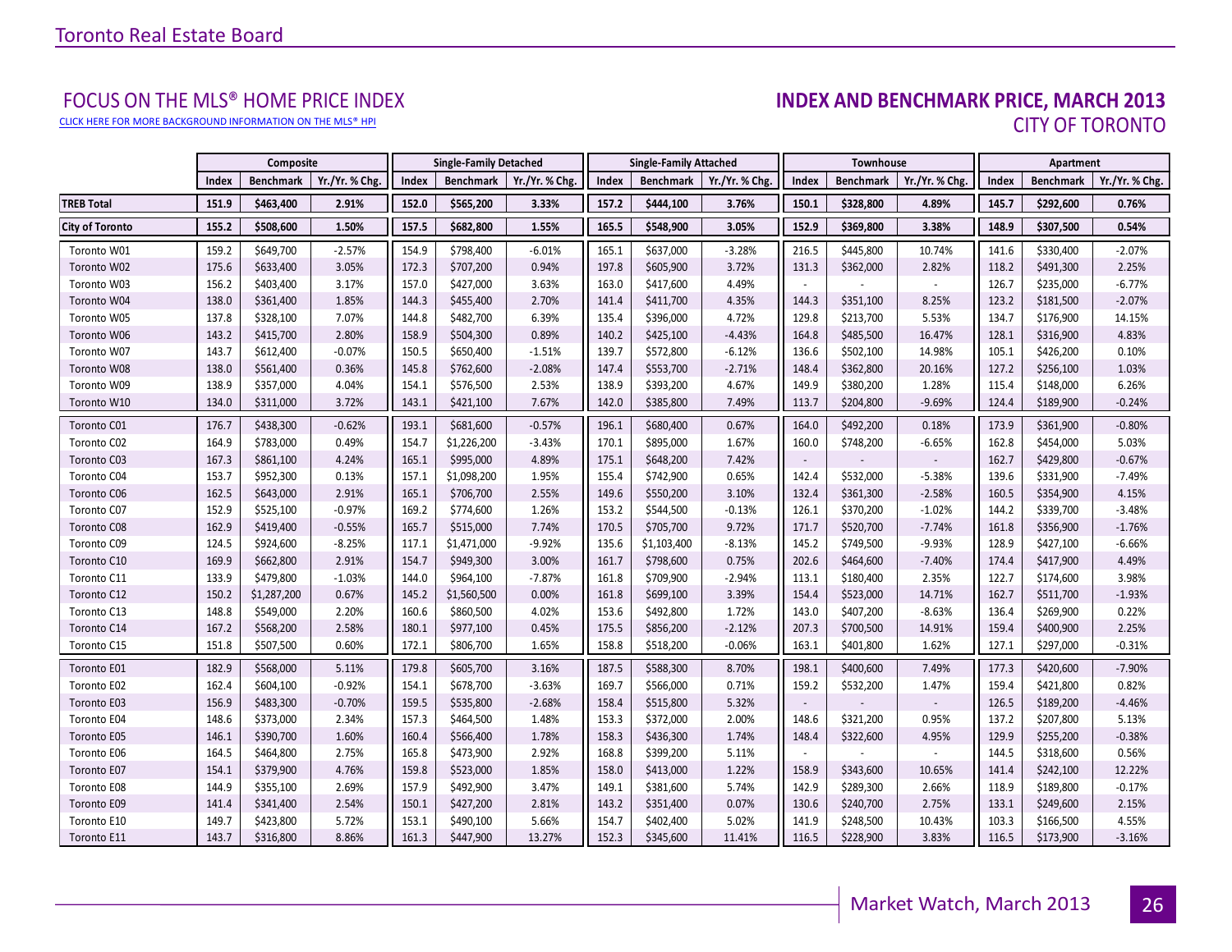Toronto Real Estate Board

## FOCUS ON THE MLS® HOME PRICE INDEX

CLICK HERE FOR MORE BACKGROUND INFORMATION ON THE MLS® HPI

## INDEX AND BENCHMARK PRICE, MARCH 2013

### CITY OF TORONTO

| | Composite | | | Single-Family Detached | | | Single-Family Attached | | | Townhouse | | | Apartment | | |
|---|---|---|---|---|---|---|---|---|---|---|---|---|---|---|---|
| | Index | Benchmark | Yr./Yr. % Chg. | Index | Benchmark | Yr./Yr. % Chg. | Index | Benchmark | Yr./Yr. % Chg. | Index | Benchmark | Yr./Yr. % Chg. | Index | Benchmark | Yr./Yr. % Chg. |
| **TREB Total** | **151.9** | **$463,400** | **2.91%** | **152.0** | **$565,200** | **3.33%** | **157.2** | **$444,100** | **3.76%** | **150.1** | **$328,800** | **4.89%** | **145.7** | **$292,600** | **0.76%** |
| **City of Toronto** | **155.2** | **$508,600** | **1.50%** | **157.5** | **$682,800** | **1.55%** | **165.5** | **$548,900** | **3.05%** | **152.9** | **$369,800** | **3.38%** | **148.9** | **$307,500** | **0.54%** |
| Toronto W01 | 159.2 | $649,700 | -2.57% | 154.9 | $798,400 | -6.01% | 165.1 | $637,000 | -3.28% | 216.5 | $445,800 | 10.74% | 141.6 | $330,400 | -2.07% |
| Toronto W02 | 175.6 | $633,400 | 3.05% | 172.3 | $707,200 | 0.94% | 197.8 | $605,900 | 3.72% | 131.3 | $362,000 | 2.82% | 118.2 | $491,300 | 2.25% |
| Toronto W03 | 156.2 | $403,400 | 3.17% | 157.0 | $427,000 | 3.63% | 163.0 | $417,600 | 4.49% | - | - | - | 126.7 | $235,000 | -6.77% |
| Toronto W04 | 138.0 | $361,400 | 1.85% | 144.3 | $455,400 | 2.70% | 141.4 | $411,700 | 4.35% | 144.3 | $351,100 | 8.25% | 123.2 | $181,500 | -2.07% |
| Toronto W05 | 137.8 | $328,100 | 7.07% | 144.8 | $482,700 | 6.39% | 135.4 | $396,000 | 4.72% | 129.8 | $213,700 | 5.53% | 134.7 | $176,900 | 14.15% |
| Toronto W06 | 143.2 | $415,700 | 2.80% | 158.9 | $504,300 | 0.89% | 140.2 | $425,100 | -4.43% | 164.8 | $485,500 | 16.47% | 128.1 | $316,900 | 4.83% |
| Toronto W07 | 143.7 | $612,400 | -0.07% | 150.5 | $650,400 | -1.51% | 139.7 | $572,800 | -6.12% | 136.6 | $502,100 | 14.98% | 105.1 | $426,200 | 0.10% |
| Toronto W08 | 138.0 | $561,400 | 0.36% | 145.8 | $762,600 | -2.08% | 147.4 | $553,700 | -2.71% | 148.4 | $362,800 | 20.16% | 127.2 | $256,100 | 1.03% |
| Toronto W09 | 138.9 | $357,000 | 4.04% | 154.1 | $576,500 | 2.53% | 138.9 | $393,200 | 4.67% | 149.9 | $380,200 | 1.28% | 115.4 | $148,000 | 6.26% |
| Toronto W10 | 134.0 | $311,000 | 3.72% | 143.1 | $421,100 | 7.67% | 142.0 | $385,800 | 7.49% | 113.7 | $204,800 | -9.69% | 124.4 | $189,900 | -0.24% |
| Toronto C01 | 176.7 | $438,300 | -0.62% | 193.1 | $681,600 | -0.57% | 196.1 | $680,400 | 0.67% | 164.0 | $492,200 | 0.18% | 173.9 | $361,900 | -0.80% |
| Toronto C02 | 164.9 | $783,000 | 0.49% | 154.7 | $1,226,200 | -3.43% | 170.1 | $895,000 | 1.67% | 160.0 | $748,200 | -6.65% | 162.8 | $454,000 | 5.03% |
| Toronto C03 | 167.3 | $861,100 | 4.24% | 165.1 | $995,000 | 4.89% | 175.1 | $648,200 | 7.42% | - | - | - | 162.7 | $429,800 | -0.67% |
| Toronto C04 | 153.7 | $952,300 | 0.13% | 157.1 | $1,098,200 | 1.95% | 155.4 | $742,900 | 0.65% | 142.4 | $532,000 | -5.38% | 139.6 | $331,900 | -7.49% |
| Toronto C06 | 162.5 | $643,000 | 2.91% | 165.1 | $706,700 | 2.55% | 149.6 | $550,200 | 3.10% | 132.4 | $361,300 | -2.58% | 160.5 | $354,900 | 4.15% |
| Toronto C07 | 152.9 | $525,100 | -0.97% | 169.2 | $774,600 | 1.26% | 153.2 | $544,500 | -0.13% | 126.1 | $370,200 | -1.02% | 144.2 | $339,700 | -3.48% |
| Toronto C08 | 162.9 | $419,400 | -0.55% | 165.7 | $515,000 | 7.74% | 170.5 | $705,700 | 9.72% | 171.7 | $520,700 | -7.74% | 161.8 | $356,900 | -1.76% |
| Toronto C09 | 124.5 | $924,600 | -8.25% | 117.1 | $1,471,000 | -9.92% | 135.6 | $1,103,400 | -8.13% | 145.2 | $749,500 | -9.93% | 128.9 | $427,100 | -6.66% |
| Toronto C10 | 169.9 | $662,800 | 2.91% | 154.7 | $949,300 | 3.00% | 161.7 | $798,600 | 0.75% | 202.6 | $464,600 | -7.40% | 174.4 | $417,900 | 4.49% |
| Toronto C11 | 133.9 | $479,800 | -1.03% | 144.0 | $964,100 | -7.87% | 161.8 | $709,900 | -2.94% | 113.1 | $180,400 | 2.35% | 122.7 | $174,600 | 3.98% |
| Toronto C12 | 150.2 | $1,287,200 | 0.67% | 145.2 | $1,560,500 | 0.00% | 161.8 | $699,100 | 3.39% | 154.4 | $523,000 | 14.71% | 162.7 | $511,700 | -1.93% |
| Toronto C13 | 148.8 | $549,000 | 2.20% | 160.6 | $860,500 | 4.02% | 153.6 | $492,800 | 1.72% | 143.0 | $407,200 | -8.63% | 136.4 | $269,900 | 0.22% |
| Toronto C14 | 167.2 | $568,200 | 2.58% | 180.1 | $977,100 | 0.45% | 175.5 | $856,200 | -2.12% | 207.3 | $700,500 | 14.91% | 159.4 | $400,900 | 2.25% |
| Toronto C15 | 151.8 | $507,500 | 0.60% | 172.1 | $806,700 | 1.65% | 158.8 | $518,200 | -0.06% | 163.1 | $401,800 | 1.62% | 127.1 | $297,000 | -0.31% |
| Toronto E01 | 182.9 | $568,000 | 5.11% | 179.8 | $605,700 | 3.16% | 187.5 | $588,300 | 8.70% | 198.1 | $400,600 | 7.49% | 177.3 | $420,600 | -7.90% |
| Toronto E02 | 162.4 | $604,100 | -0.92% | 154.1 | $678,700 | -3.63% | 169.7 | $566,000 | 0.71% | 159.2 | $532,200 | 1.47% | 159.4 | $421,800 | 0.82% |
| Toronto E03 | 156.9 | $483,300 | -0.70% | 159.5 | $535,800 | -2.68% | 158.4 | $515,800 | 5.32% | - | - | - | 126.5 | $189,200 | -4.46% |
| Toronto E04 | 148.6 | $373,000 | 2.34% | 157.3 | $464,500 | 1.48% | 153.3 | $372,000 | 2.00% | 148.6 | $321,200 | 0.95% | 137.2 | $207,800 | 5.13% |
| Toronto E05 | 146.1 | $390,700 | 1.60% | 160.4 | $566,400 | 1.78% | 158.3 | $436,300 | 1.74% | 148.4 | $322,600 | 4.95% | 129.9 | $255,200 | -0.38% |
| Toronto E06 | 164.5 | $464,800 | 2.75% | 165.8 | $473,900 | 2.92% | 168.8 | $399,200 | 5.11% | - | - | - | 144.5 | $318,600 | 0.56% |
| Toronto E07 | 154.1 | $379,900 | 4.76% | 159.8 | $523,000 | 1.85% | 158.0 | $413,000 | 1.22% | 158.9 | $343,600 | 10.65% | 141.4 | $242,100 | 12.22% |
| Toronto E08 | 144.9 | $355,100 | 2.69% | 157.9 | $492,900 | 3.47% | 149.1 | $381,600 | 5.74% | 142.9 | $289,300 | 2.66% | 118.9 | $189,800 | -0.17% |
| Toronto E09 | 141.4 | $341,400 | 2.54% | 150.1 | $427,200 | 2.81% | 143.2 | $351,400 | 0.07% | 130.6 | $240,700 | 2.75% | 133.1 | $249,600 | 2.15% |
| Toronto E10 | 149.7 | $423,800 | 5.72% | 153.1 | $490,100 | 5.66% | 154.7 | $402,400 | 5.02% | 141.9 | $248,500 | 10.43% | 103.3 | $166,500 | 4.55% |
| Toronto E11 | 143.7 | $316,800 | 8.86% | 161.3 | $447,900 | 13.27% | 152.3 | $345,600 | 11.41% | 116.5 | $228,900 | 3.83% | 116.5 | $173,900 | -3.16% |

Market Watch, March 2013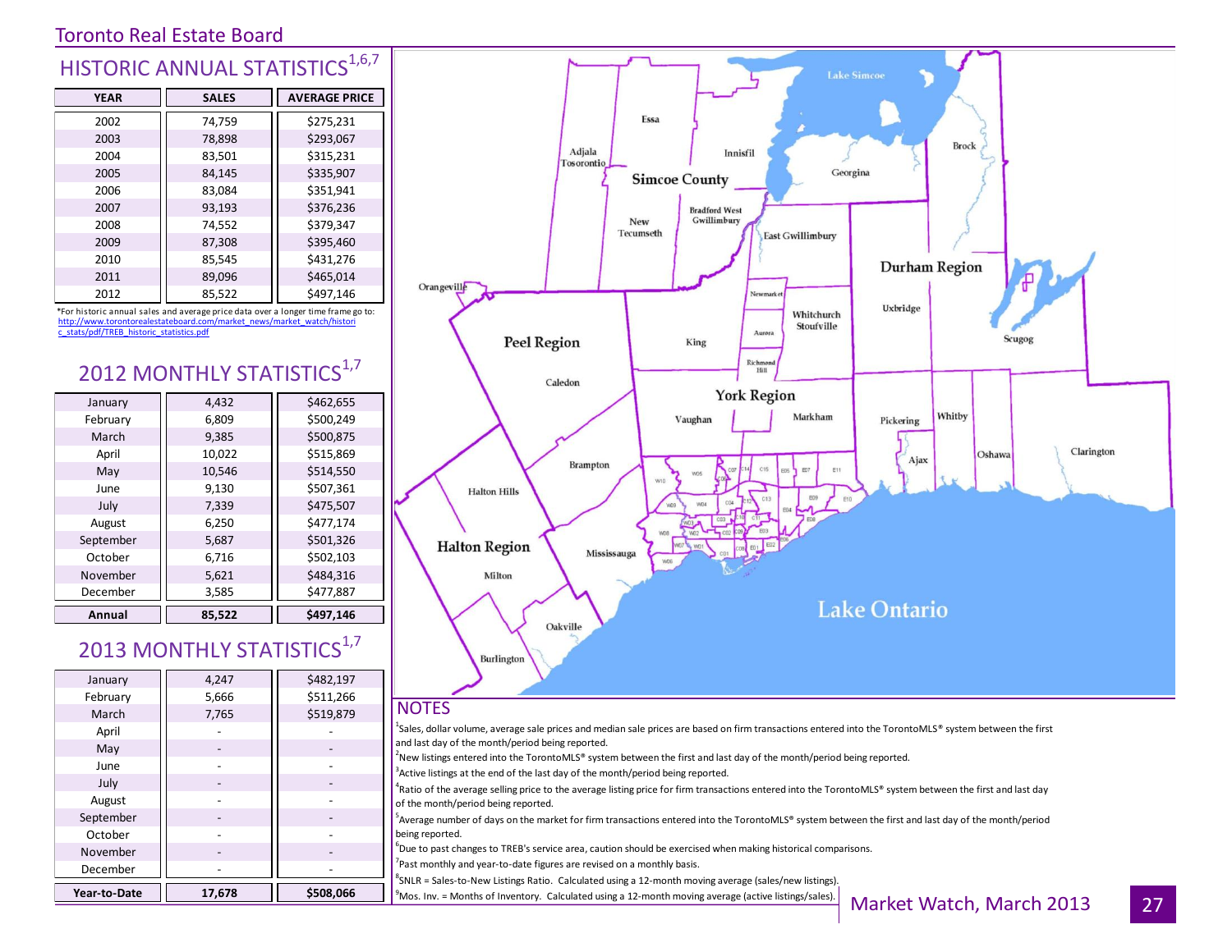Toronto Real Estate Board

## HISTORIC ANNUAL STATISTICS[1,6,7]

| YEAR | SALES | AVERAGE PRICE |
|---|---|---|
| 2002 | 74,759 | $275,231 |
| 2003 | 78,898 | $293,067 |
| 2004 | 83,501 | $315,231 |
| 2005 | 84,145 | $335,907 |
| 2006 | 83,084 | $351,941 |
| 2007 | 93,193 | $376,236 |
| 2008 | 74,552 | $379,347 |
| 2009 | 87,308 | $395,460 |
| 2010 | 85,545 | $431,276 |
| 2011 | 89,096 | $465,014 |
| 2012 | 85,522 | $497,146 |

*For historic annual sales and average price data over a longer time frame go to: http://www.torontorealestateboard.com/market_news/market_watch/historic_stats/pdf/TREB_historic_statistics.pdf

## 2012 MONTHLY STATISTICS[1,7]

| | | |
|---|---|---|
| January | 4,432 | $462,655 |
| February | 6,809 | $500,249 |
| March | 9,385 | $500,875 |
| April | 10,022 | $515,869 |
| May | 10,546 | $514,550 |
| June | 9,130 | $507,361 |
| July | 7,339 | $475,507 |
| August | 6,250 | $477,174 |
| September | 5,687 | $501,326 |
| October | 6,716 | $502,103 |
| November | 5,621 | $484,316 |
| December | 3,585 | $477,887 |
| **Annual** | **85,522** | **$497,146** |

## 2013 MONTHLY STATISTICS[1,7]

| | | |
|---|---|---|
| January | 4,247 | $482,197 |
| February | 5,666 | $511,266 |
| March | 7,765 | $519,879 |
| April | - | - |
| May | - | - |
| June | - | - |
| July | - | - |
| August | - | - |
| September | - | - |
| October | - | - |
| November | - | - |
| December | - | - |
| **Year-to-Date** | **17,678** | **$508,066** |

Lake Simcoe
Essa
Adjala Tosorontio
Innisfil
Brock
Simcoe County
Georgina
New Tecumseth
Bradford West Gwillimbury
East Gwillimbury
Durham Region
Orangeville
Newmarket
Whitchurch Stouffville
Uxbridge
Aurora
Peel Region
King
Scugog
Richmond Hill
Caledon
York Region
Vaughan
Markham
Pickering
Whitby
Ajax
Oshawa
Clarington
Brampton
Halton Hills
Halton Region
Mississauga
Milton
Lake Ontario
Oakville
Burlington

## NOTES

[1]Sales, dollar volume, average sale prices and median sale prices are based on firm transactions entered into the TorontoMLS® system between the first and last day of the month/period being reported.

[2]New listings entered into the TorontoMLS® system between the first and last day of the month/period being reported.

[3]Active listings at the end of the last day of the month/period being reported.

[4]Ratio of the average selling price to the average listing price for firm transactions entered into the TorontoMLS® system between the first and last day of the month/period being reported.

[5]Average number of days on the market for firm transactions entered into the TorontoMLS® system between the first and last day of the month/period being reported.

[6]Due to past changes to TREB's service area, caution should be exercised when making historical comparisons.

[7]Past monthly and year-to-date figures are revised on a monthly basis.

[8]SNLR = Sales-to-New Listings Ratio. Calculated using a 12-month moving average (sales/new listings).

[9]Mos. Inv. = Months of Inventory. Calculated using a 12-month moving average (active listings/sales).

Market Watch, March 2013